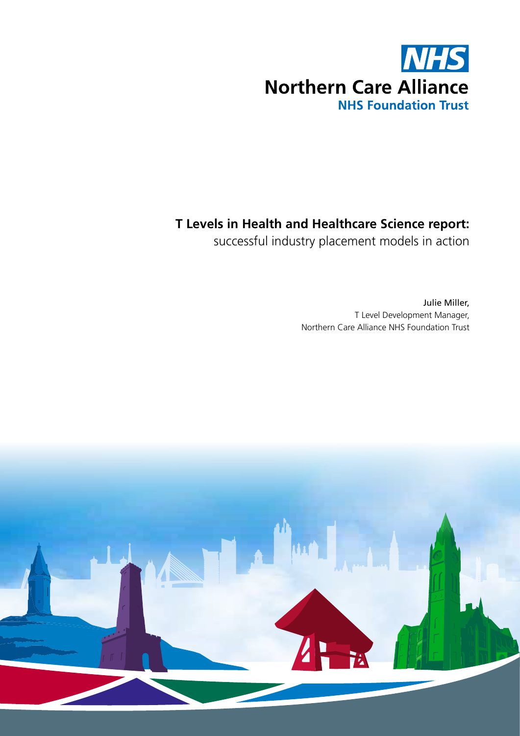NHS

**Northern Care Alliance**

**NHS Foundation Trust**

# T Levels in Health and Healthcare Science report:

successful industry placement models in action

Julie Miller,
T Level Development Manager,
Northern Care Alliance NHS Foundation Trust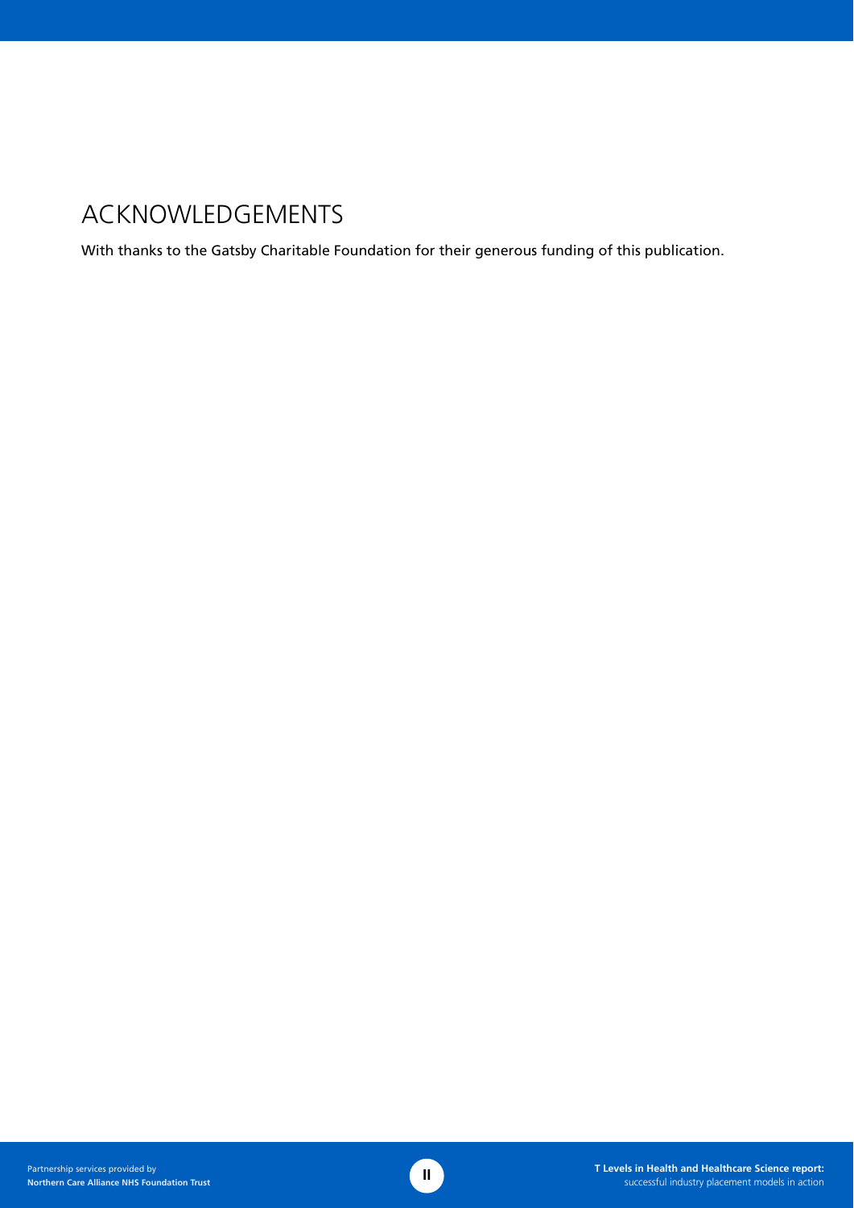# ACKNOWLEDGEMENTS

With thanks to the Gatsby Charitable Foundation for their generous funding of this publication.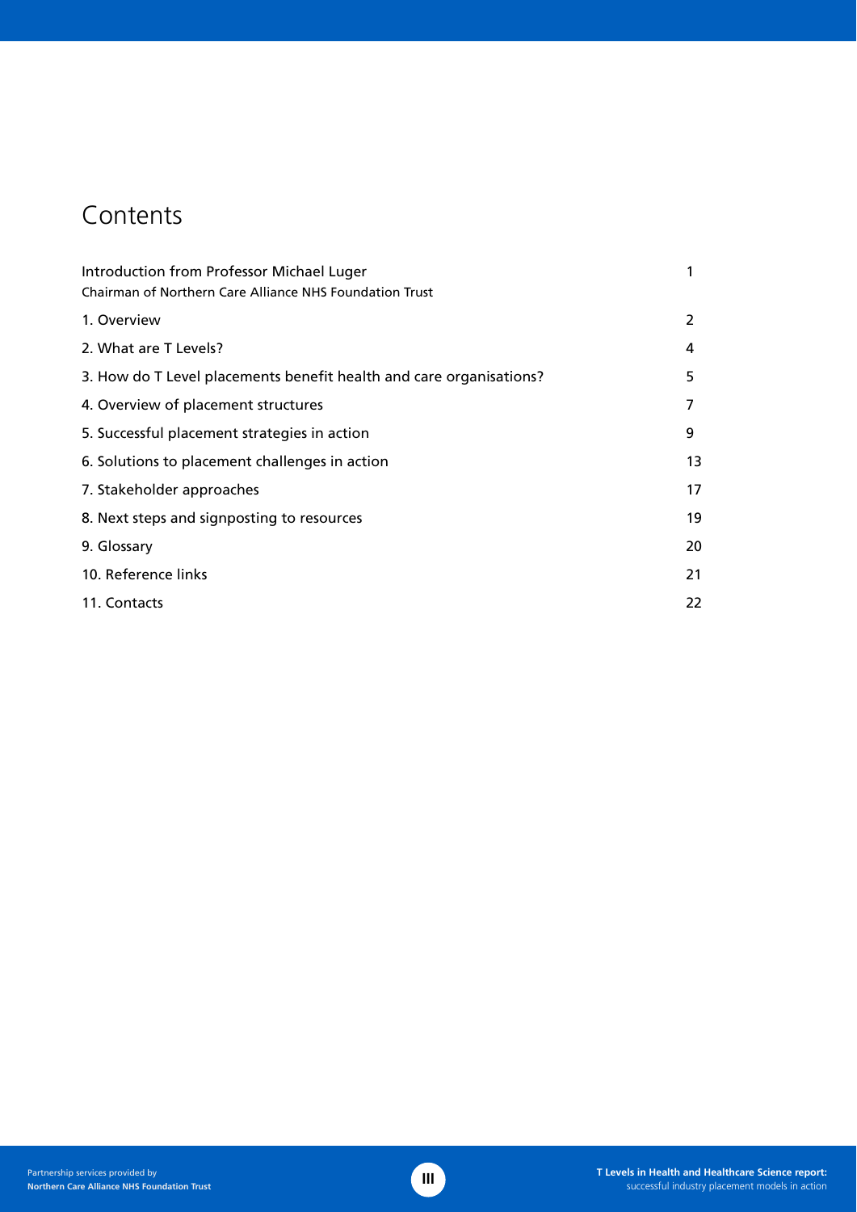# Contents

| | |
|---|---|
| Introduction from Professor Michael Luger<br>Chairman of Northern Care Alliance NHS Foundation Trust | 1 |
| 1. Overview | 2 |
| 2. What are T Levels? | 4 |
| 3. How do T Level placements benefit health and care organisations? | 5 |
| 4. Overview of placement structures | 7 |
| 5. Successful placement strategies in action | 9 |
| 6. Solutions to placement challenges in action | 13 |
| 7. Stakeholder approaches | 17 |
| 8. Next steps and signposting to resources | 19 |
| 9. Glossary | 20 |
| 10. Reference links | 21 |
| 11. Contacts | 22 |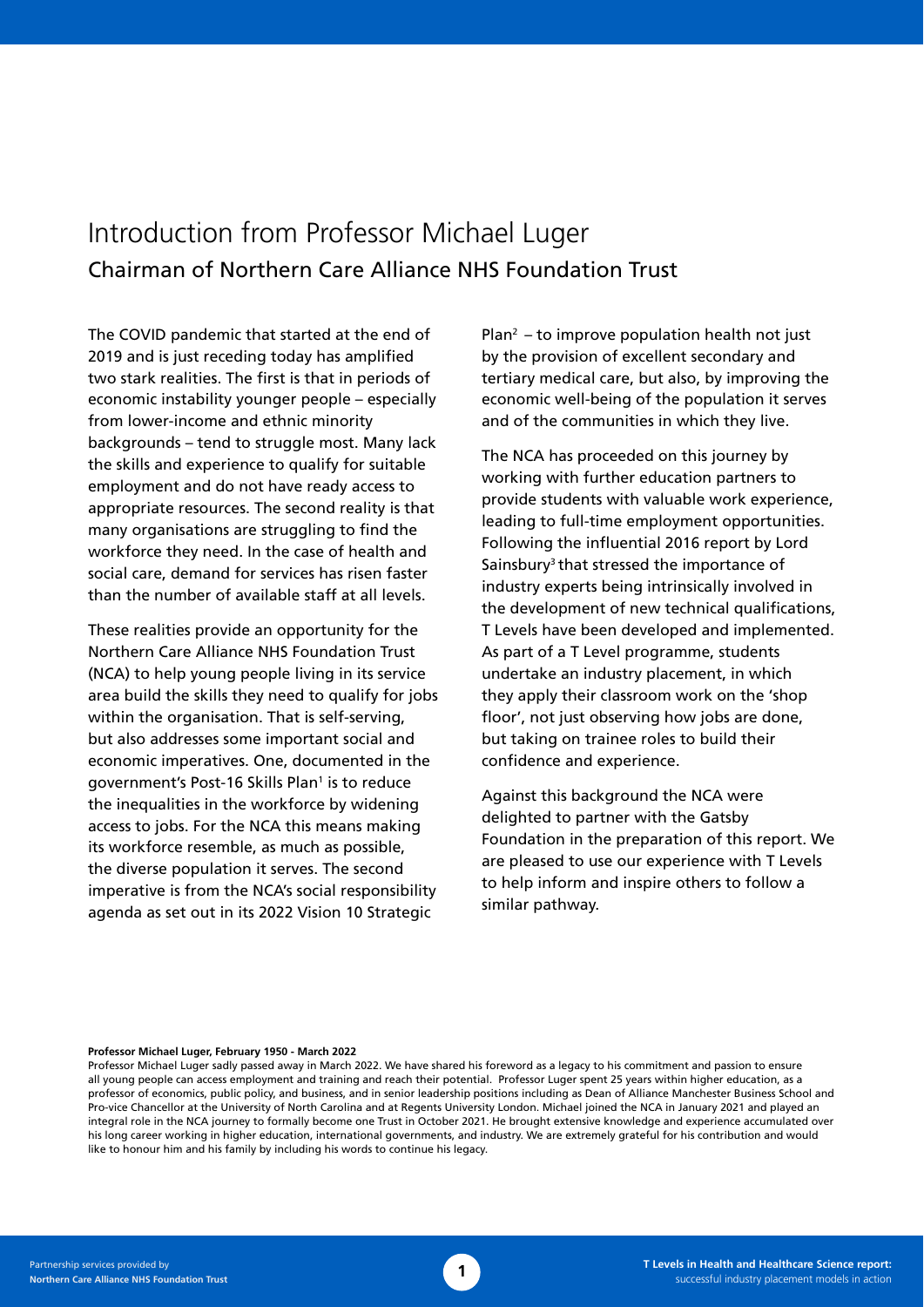# Introduction from Professor Michael Luger

## Chairman of Northern Care Alliance NHS Foundation Trust

The COVID pandemic that started at the end of 2019 and is just receding today has amplified two stark realities. The first is that in periods of economic instability younger people – especially from lower-income and ethnic minority backgrounds – tend to struggle most. Many lack the skills and experience to qualify for suitable employment and do not have ready access to appropriate resources. The second reality is that many organisations are struggling to find the workforce they need. In the case of health and social care, demand for services has risen faster than the number of available staff at all levels.

These realities provide an opportunity for the Northern Care Alliance NHS Foundation Trust (NCA) to help young people living in its service area build the skills they need to qualify for jobs within the organisation. That is self-serving, but also addresses some important social and economic imperatives. One, documented in the government's Post-16 Skills Plan[1] is to reduce the inequalities in the workforce by widening access to jobs. For the NCA this means making its workforce resemble, as much as possible, the diverse population it serves. The second imperative is from the NCA's social responsibility agenda as set out in its 2022 Vision 10 Strategic Plan[2] – to improve population health not just by the provision of excellent secondary and tertiary medical care, but also, by improving the economic well-being of the population it serves and of the communities in which they live.

The NCA has proceeded on this journey by working with further education partners to provide students with valuable work experience, leading to full-time employment opportunities. Following the influential 2016 report by Lord Sainsbury[3] that stressed the importance of industry experts being intrinsically involved in the development of new technical qualifications, T Levels have been developed and implemented. As part of a T Level programme, students undertake an industry placement, in which they apply their classroom work on the 'shop floor', not just observing how jobs are done, but taking on trainee roles to build their confidence and experience.

Against this background the NCA were delighted to partner with the Gatsby Foundation in the preparation of this report. We are pleased to use our experience with T Levels to help inform and inspire others to follow a similar pathway.

**Professor Michael Luger, February 1950 - March 2022**

Professor Michael Luger sadly passed away in March 2022. We have shared his foreword as a legacy to his commitment and passion to ensure all young people can access employment and training and reach their potential. Professor Luger spent 25 years within higher education, as a professor of economics, public policy, and business, and in senior leadership positions including as Dean of Alliance Manchester Business School and Pro-vice Chancellor at the University of North Carolina and at Regents University London. Michael joined the NCA in January 2021 and played an integral role in the NCA journey to formally become one Trust in October 2021. He brought extensive knowledge and experience accumulated over his long career working in higher education, international governments, and industry. We are extremely grateful for his contribution and would like to honour him and his family by including his words to continue his legacy.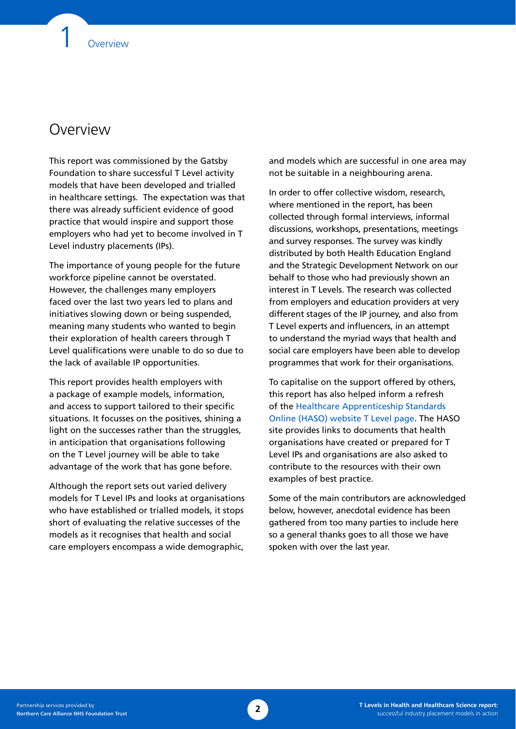# Overview

This report was commissioned by the Gatsby Foundation to share successful T Level activity models that have been developed and trialled in healthcare settings. The expectation was that there was already sufficient evidence of good practice that would inspire and support those employers who had yet to become involved in T Level industry placements (IPs).

The importance of young people for the future workforce pipeline cannot be overstated. However, the challenges many employers faced over the last two years led to plans and initiatives slowing down or being suspended, meaning many students who wanted to begin their exploration of health careers through T Level qualifications were unable to do so due to the lack of available IP opportunities.

This report provides health employers with a package of example models, information, and access to support tailored to their specific situations. It focusses on the positives, shining a light on the successes rather than the struggles, in anticipation that organisations following on the T Level journey will be able to take advantage of the work that has gone before.

Although the report sets out varied delivery models for T Level IPs and looks at organisations who have established or trialled models, it stops short of evaluating the relative successes of the models as it recognises that health and social care employers encompass a wide demographic, and models which are successful in one area may not be suitable in a neighbouring arena.

In order to offer collective wisdom, research, where mentioned in the report, has been collected through formal interviews, informal discussions, workshops, presentations, meetings and survey responses. The survey was kindly distributed by both Health Education England and the Strategic Development Network on our behalf to those who had previously shown an interest in T Levels. The research was collected from employers and education providers at very different stages of the IP journey, and also from T Level experts and influencers, in an attempt to understand the myriad ways that health and social care employers have been able to develop programmes that work for their organisations.

To capitalise on the support offered by others, this report has also helped inform a refresh of the Healthcare Apprenticeship Standards Online (HASO) website T Level page. The HASO site provides links to documents that health organisations have created or prepared for T Level IPs and organisations are also asked to contribute to the resources with their own examples of best practice.

Some of the main contributors are acknowledged below, however, anecdotal evidence has been gathered from too many parties to include here so a general thanks goes to all those we have spoken with over the last year.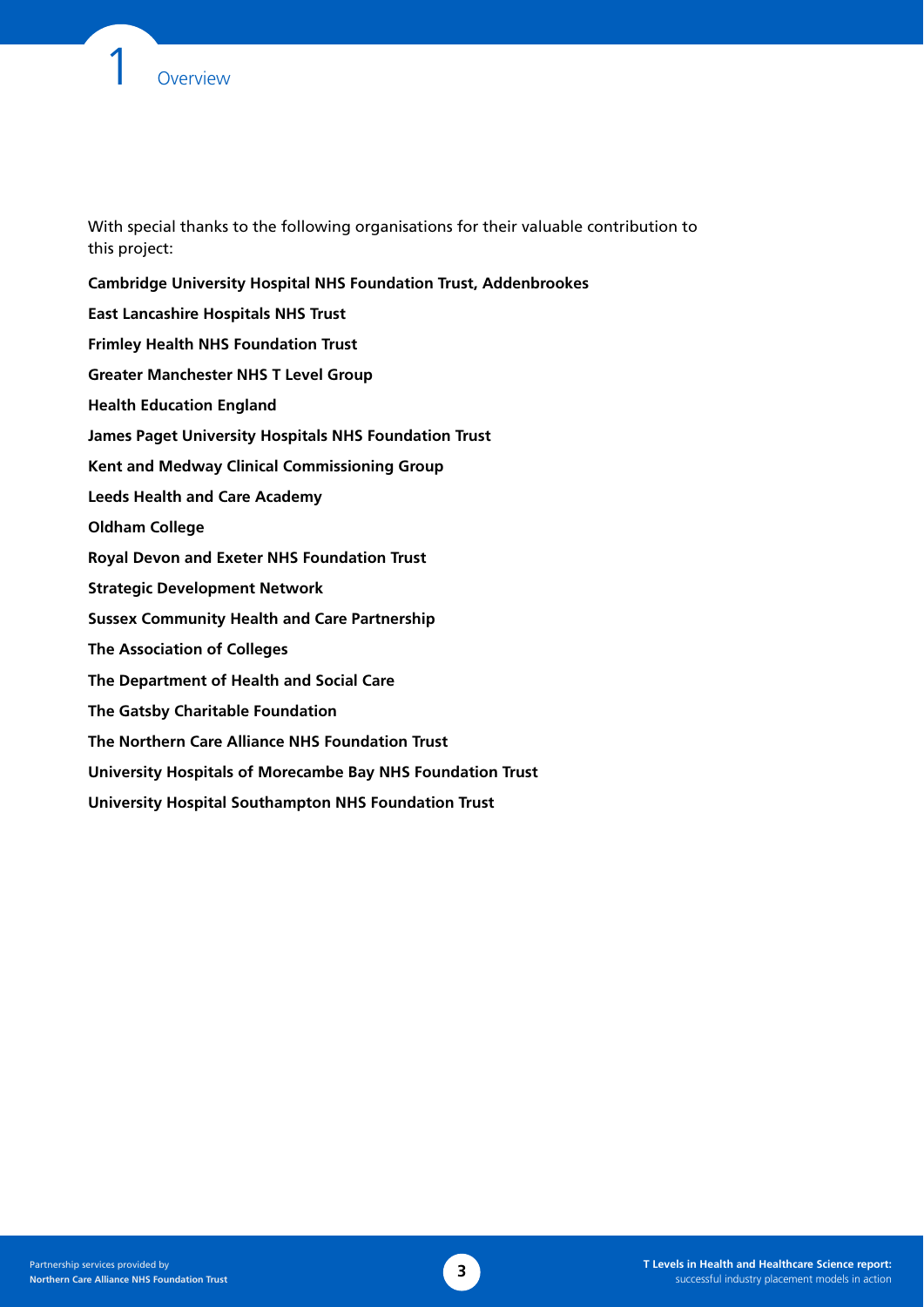With special thanks to the following organisations for their valuable contribution to this project:

**Cambridge University Hospital NHS Foundation Trust, Addenbrookes**

**East Lancashire Hospitals NHS Trust**

**Frimley Health NHS Foundation Trust**

**Greater Manchester NHS T Level Group**

**Health Education England**

**James Paget University Hospitals NHS Foundation Trust**

**Kent and Medway Clinical Commissioning Group**

**Leeds Health and Care Academy**

**Oldham College**

**Royal Devon and Exeter NHS Foundation Trust**

**Strategic Development Network**

**Sussex Community Health and Care Partnership**

**The Association of Colleges**

**The Department of Health and Social Care**

**The Gatsby Charitable Foundation**

**The Northern Care Alliance NHS Foundation Trust**

**University Hospitals of Morecambe Bay NHS Foundation Trust**

**University Hospital Southampton NHS Foundation Trust**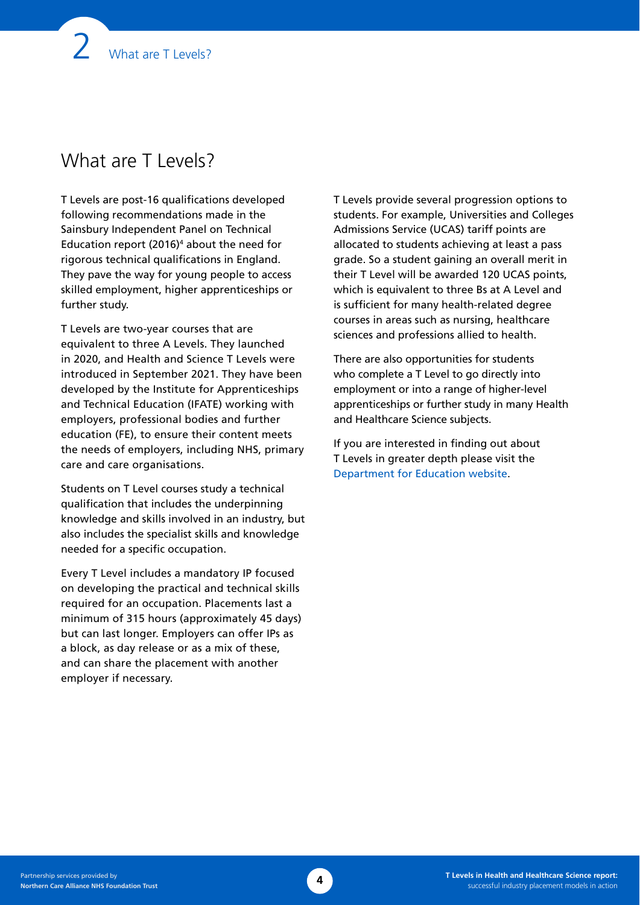# What are T Levels?

T Levels are post-16 qualifications developed following recommendations made in the Sainsbury Independent Panel on Technical Education report (2016)[4] about the need for rigorous technical qualifications in England. They pave the way for young people to access skilled employment, higher apprenticeships or further study.

T Levels are two-year courses that are equivalent to three A Levels. They launched in 2020, and Health and Science T Levels were introduced in September 2021. They have been developed by the Institute for Apprenticeships and Technical Education (IFATE) working with employers, professional bodies and further education (FE), to ensure their content meets the needs of employers, including NHS, primary care and care organisations.

Students on T Level courses study a technical qualification that includes the underpinning knowledge and skills involved in an industry, but also includes the specialist skills and knowledge needed for a specific occupation.

Every T Level includes a mandatory IP focused on developing the practical and technical skills required for an occupation. Placements last a minimum of 315 hours (approximately 45 days) but can last longer. Employers can offer IPs as a block, as day release or as a mix of these, and can share the placement with another employer if necessary.

T Levels provide several progression options to students. For example, Universities and Colleges Admissions Service (UCAS) tariff points are allocated to students achieving at least a pass grade. So a student gaining an overall merit in their T Level will be awarded 120 UCAS points, which is equivalent to three Bs at A Level and is sufficient for many health-related degree courses in areas such as nursing, healthcare sciences and professions allied to health.

There are also opportunities for students who complete a T Level to go directly into employment or into a range of higher-level apprenticeships or further study in many Health and Healthcare Science subjects.

If you are interested in finding out about T Levels in greater depth please visit the Department for Education website.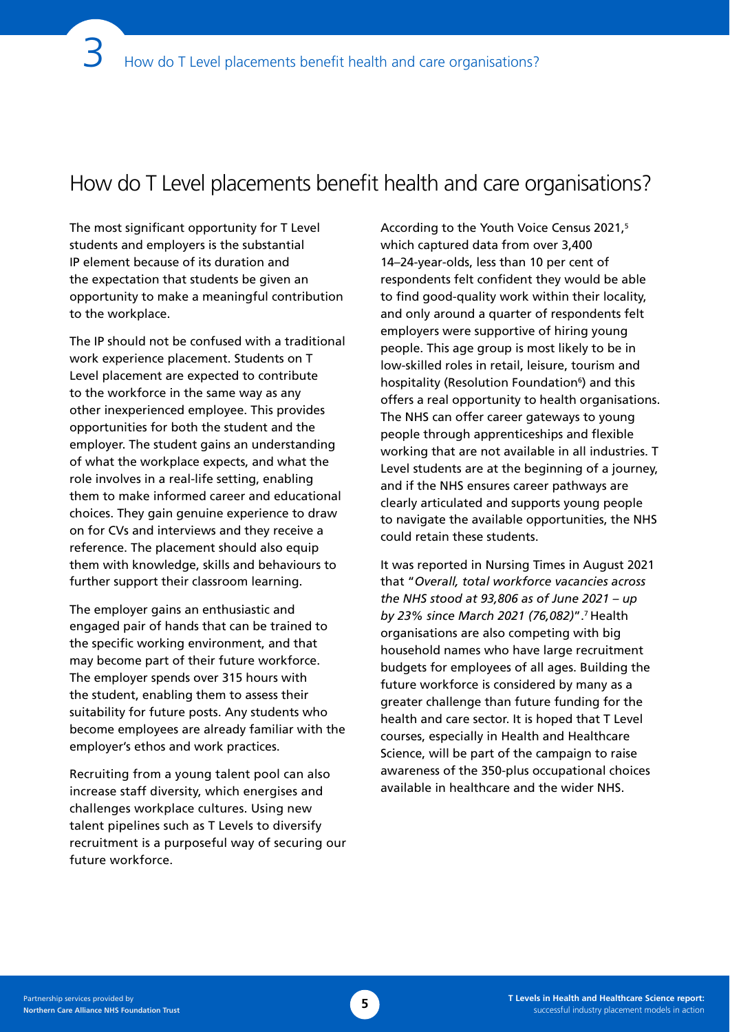# How do T Level placements benefit health and care organisations?

The most significant opportunity for T Level students and employers is the substantial IP element because of its duration and the expectation that students be given an opportunity to make a meaningful contribution to the workplace.

The IP should not be confused with a traditional work experience placement. Students on T Level placement are expected to contribute to the workforce in the same way as any other inexperienced employee. This provides opportunities for both the student and the employer. The student gains an understanding of what the workplace expects, and what the role involves in a real-life setting, enabling them to make informed career and educational choices. They gain genuine experience to draw on for CVs and interviews and they receive a reference. The placement should also equip them with knowledge, skills and behaviours to further support their classroom learning.

The employer gains an enthusiastic and engaged pair of hands that can be trained to the specific working environment, and that may become part of their future workforce. The employer spends over 315 hours with the student, enabling them to assess their suitability for future posts. Any students who become employees are already familiar with the employer's ethos and work practices.

Recruiting from a young talent pool can also increase staff diversity, which energises and challenges workplace cultures. Using new talent pipelines such as T Levels to diversify recruitment is a purposeful way of securing our future workforce.

According to the Youth Voice Census 2021,[5] which captured data from over 3,400 14–24-year-olds, less than 10 per cent of respondents felt confident they would be able to find good-quality work within their locality, and only around a quarter of respondents felt employers were supportive of hiring young people. This age group is most likely to be in low-skilled roles in retail, leisure, tourism and hospitality (Resolution Foundation[6]) and this offers a real opportunity to health organisations. The NHS can offer career gateways to young people through apprenticeships and flexible working that are not available in all industries. T Level students are at the beginning of a journey, and if the NHS ensures career pathways are clearly articulated and supports young people to navigate the available opportunities, the NHS could retain these students.

It was reported in Nursing Times in August 2021 that "*Overall, total workforce vacancies across the NHS stood at 93,806 as of June 2021 – up by 23% since March 2021 (76,082)*".[7] Health organisations are also competing with big household names who have large recruitment budgets for employees of all ages. Building the future workforce is considered by many as a greater challenge than future funding for the health and care sector. It is hoped that T Level courses, especially in Health and Healthcare Science, will be part of the campaign to raise awareness of the 350-plus occupational choices available in healthcare and the wider NHS.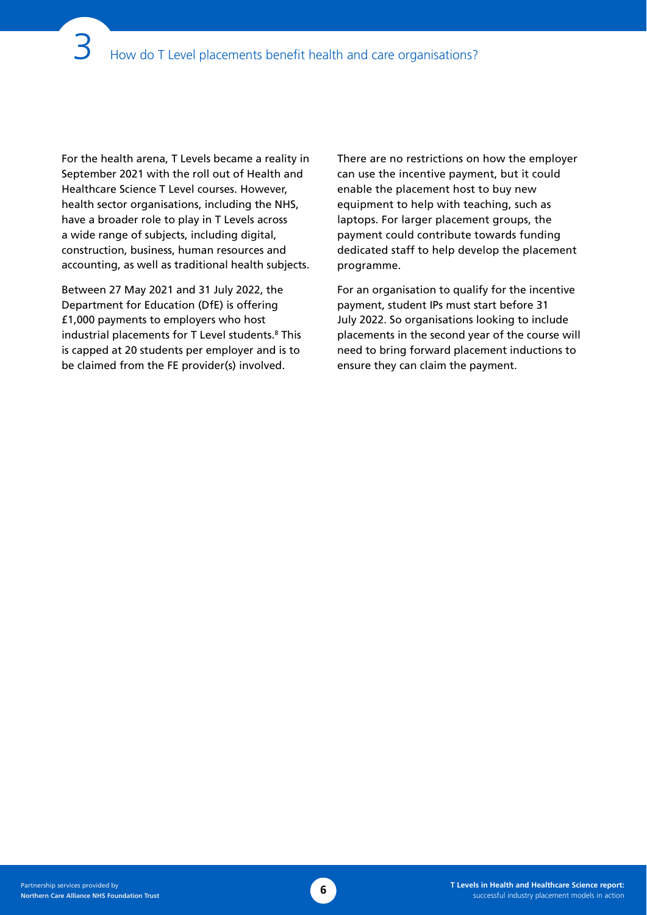# 3 How do T Level placements benefit health and care organisations?

For the health arena, T Levels became a reality in September 2021 with the roll out of Health and Healthcare Science T Level courses. However, health sector organisations, including the NHS, have a broader role to play in T Levels across a wide range of subjects, including digital, construction, business, human resources and accounting, as well as traditional health subjects.

Between 27 May 2021 and 31 July 2022, the Department for Education (DfE) is offering £1,000 payments to employers who host industrial placements for T Level students.[8] This is capped at 20 students per employer and is to be claimed from the FE provider(s) involved.

There are no restrictions on how the employer can use the incentive payment, but it could enable the placement host to buy new equipment to help with teaching, such as laptops. For larger placement groups, the payment could contribute towards funding dedicated staff to help develop the placement programme.

For an organisation to qualify for the incentive payment, student IPs must start before 31 July 2022. So organisations looking to include placements in the second year of the course will need to bring forward placement inductions to ensure they can claim the payment.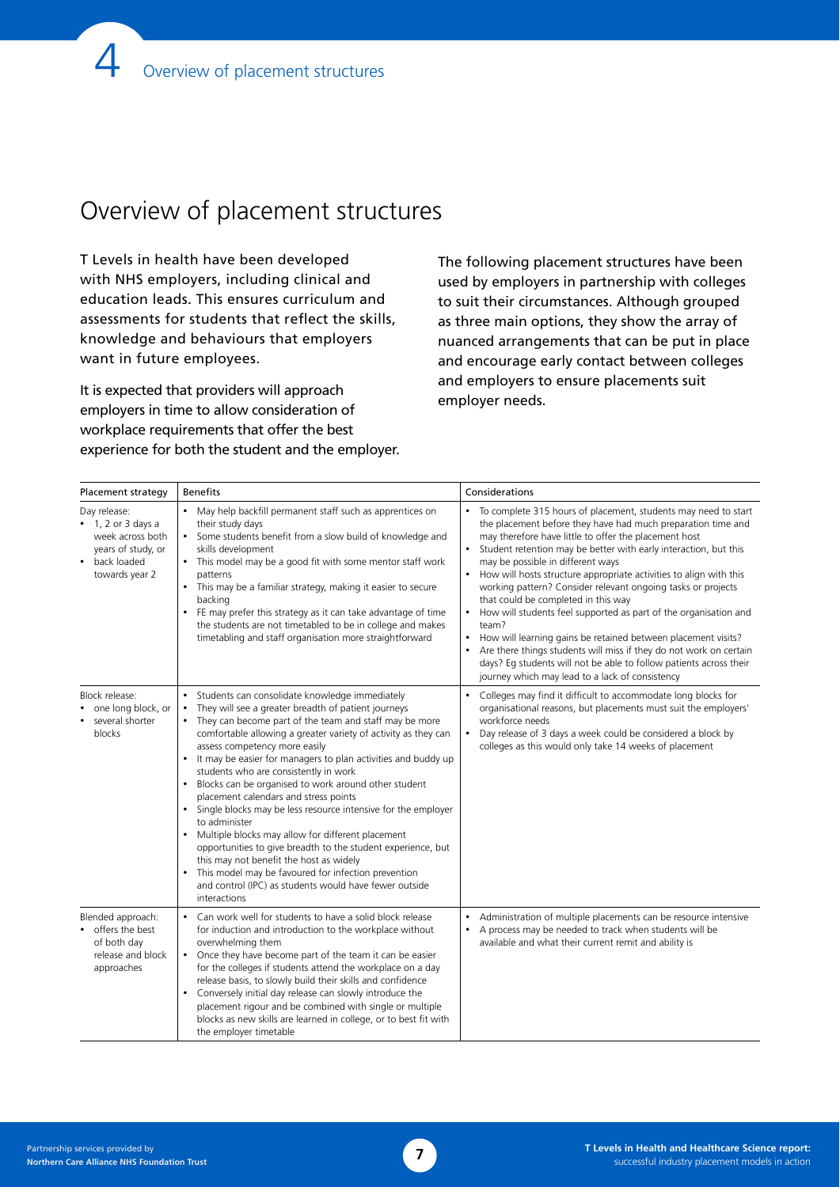# Overview of placement structures

T Levels in health have been developed with NHS employers, including clinical and education leads. This ensures curriculum and assessments for students that reflect the skills, knowledge and behaviours that employers want in future employees.

It is expected that providers will approach employers in time to allow consideration of workplace requirements that offer the best experience for both the student and the employer.

The following placement structures have been used by employers in partnership with colleges to suit their circumstances. Although grouped as three main options, they show the array of nuanced arrangements that can be put in place and encourage early contact between colleges and employers to ensure placements suit employer needs.

| Placement strategy | Benefits | Considerations |
|---|---|---|
| Day release:<br>• 1, 2 or 3 days a week across both years of study, or<br>• back loaded towards year 2 | • May help backfill permanent staff such as apprentices on their study days<br>• Some students benefit from a slow build of knowledge and skills development<br>• This model may be a good fit with some mentor staff work patterns<br>• This may be a familiar strategy, making it easier to secure backing<br>• FE may prefer this strategy as it can take advantage of time the students are not timetabled to be in college and makes timetabling and staff organisation more straightforward | • To complete 315 hours of placement, students may need to start the placement before they have had much preparation time and may therefore have little to offer the placement host<br>• Student retention may be better with early interaction, but this may be possible in different ways<br>• How will hosts structure appropriate activities to align with this working pattern? Consider relevant ongoing tasks or projects that could be completed in this way<br>• How will students feel supported as part of the organisation and team?<br>• How will learning gains be retained between placement visits?<br>• Are there things students will miss if they do not work on certain days? Eg students will not be able to follow patients across their journey which may lead to a lack of consistency |
| Block release:<br>• one long block, or<br>• several shorter blocks | • Students can consolidate knowledge immediately<br>• They will see a greater breadth of patient journeys<br>• They can become part of the team and staff may be more comfortable allowing a greater variety of activity as they can assess competency more easily<br>• It may be easier for managers to plan activities and buddy up students who are consistently in work<br>• Blocks can be organised to work around other student placement calendars and stress points<br>• Single blocks may be less resource intensive for the employer to administer<br>• Multiple blocks may allow for different placement opportunities to give breadth to the student experience, but this may not benefit the host as widely<br>• This model may be favoured for infection prevention and control (IPC) as students would have fewer outside interactions | • Colleges may find it difficult to accommodate long blocks for organisational reasons, but placements must suit the employers' workforce needs<br>• Day release of 3 days a week could be considered a block by colleges as this would only take 14 weeks of placement |
| Blended approach:<br>• offers the best of both day release and block approaches | • Can work well for students to have a solid block release for induction and introduction to the workplace without overwhelming them<br>• Once they have become part of the team it can be easier for the colleges if students attend the workplace on a day release basis, to slowly build their skills and confidence<br>• Conversely initial day release can slowly introduce the placement rigour and be combined with single or multiple blocks as new skills are learned in college, or to best fit with the employer timetable | • Administration of multiple placements can be resource intensive<br>• A process may be needed to track when students will be available and what their current remit and ability is |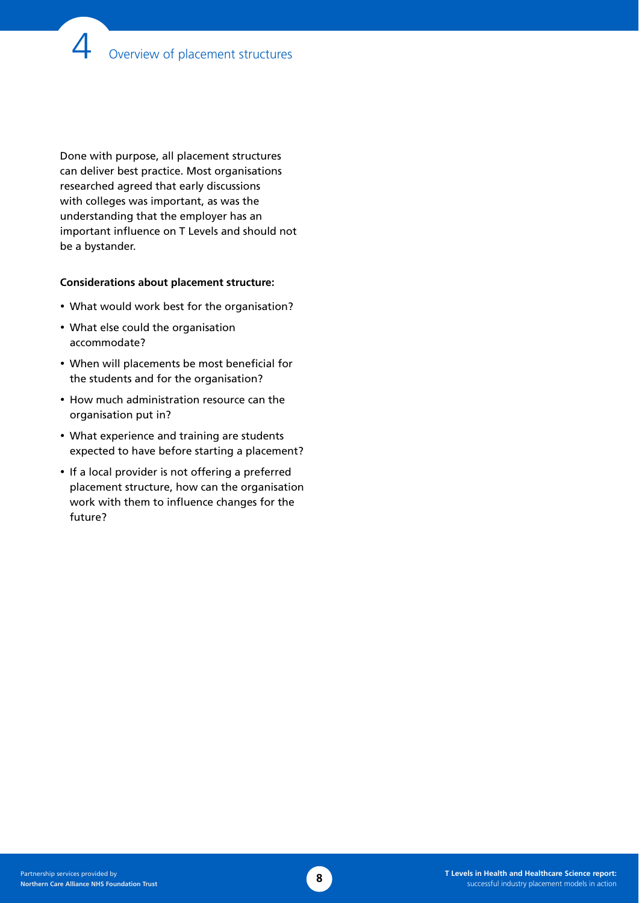# 4 Overview of placement structures

Done with purpose, all placement structures can deliver best practice. Most organisations researched agreed that early discussions with colleges was important, as was the understanding that the employer has an important influence on T Levels and should not be a bystander.

**Considerations about placement structure:**

- What would work best for the organisation?
- What else could the organisation accommodate?
- When will placements be most beneficial for the students and for the organisation?
- How much administration resource can the organisation put in?
- What experience and training are students expected to have before starting a placement?
- If a local provider is not offering a preferred placement structure, how can the organisation work with them to influence changes for the future?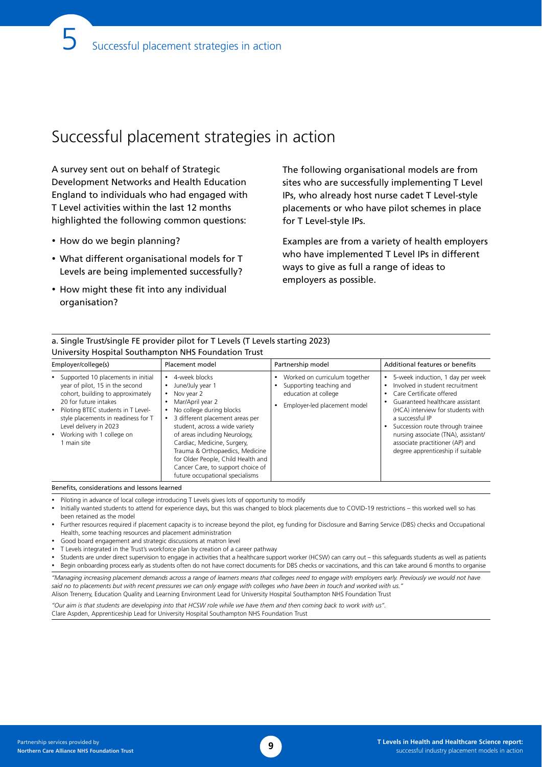# Successful placement strategies in action

A survey sent out on behalf of Strategic Development Networks and Health Education England to individuals who had engaged with T Level activities within the last 12 months highlighted the following common questions:

- How do we begin planning?
- What different organisational models for T Levels are being implemented successfully?
- How might these fit into any individual organisation?

The following organisational models are from sites who are successfully implementing T Level IPs, who already host nurse cadet T Level-style placements or who have pilot schemes in place for T Level-style IPs.

Examples are from a variety of health employers who have implemented T Level IPs in different ways to give as full a range of ideas to employers as possible.

a. Single Trust/single FE provider pilot for T Levels (T Levels starting 2023)
University Hospital Southampton NHS Foundation Trust

| Employer/college(s) | Placement model | Partnership model | Additional features or benefits |
|---|---|---|---|
| • Supported 10 placements in initial year of pilot, 15 in the second cohort, building to approximately 20 for future intakes<br>• Piloting BTEC students in T Level-style placements in readiness for T Level delivery in 2023<br>• Working with 1 college on 1 main site | • 4-week blocks<br>• June/July year 1<br>• Nov year 2<br>• Mar/April year 2<br>• No college during blocks<br>• 3 different placement areas per student, across a wide variety of areas including Neurology, Cardiac, Medicine, Surgery, Trauma & Orthopaedics, Medicine for Older People, Child Health and Cancer Care, to support choice of future occupational specialisms | • Worked on curriculum together<br>• Supporting teaching and education at college<br>• Employer-led placement model | • 5-week induction, 1 day per week<br>• Involved in student recruitment<br>• Care Certificate offered<br>• Guaranteed healthcare assistant (HCA) interview for students with a successful IP<br>• Succession route through trainee nursing associate (TNA), assistant/associate practitioner (AP) and degree apprenticeship if suitable |

Benefits, considerations and lessons learned

- Piloting in advance of local college introducing T Levels gives lots of opportunity to modify
- Initially wanted students to attend for experience days, but this was changed to block placements due to COVID-19 restrictions – this worked well so has been retained as the model
- Further resources required if placement capacity is to increase beyond the pilot, eg funding for Disclosure and Barring Service (DBS) checks and Occupational Health, some teaching resources and placement administration
- Good board engagement and strategic discussions at matron level
- T Levels integrated in the Trust's workforce plan by creation of a career pathway
- Students are under direct supervision to engage in activities that a healthcare support worker (HCSW) can carry out – this safeguards students as well as patients
- Begin onboarding process early as students often do not have correct documents for DBS checks or vaccinations, and this can take around 6 months to organise

*"Managing increasing placement demands across a range of learners means that colleges need to engage with employers early. Previously we would not have said no to placements but with recent pressures we can only engage with colleges who have been in touch and worked with us."*
Alison Trenerry, Education Quality and Learning Environment Lead for University Hospital Southampton NHS Foundation Trust

*"Our aim is that students are developing into that HCSW role while we have them and then coming back to work with us".*
Clare Aspden, Apprenticeship Lead for University Hospital Southampton NHS Foundation Trust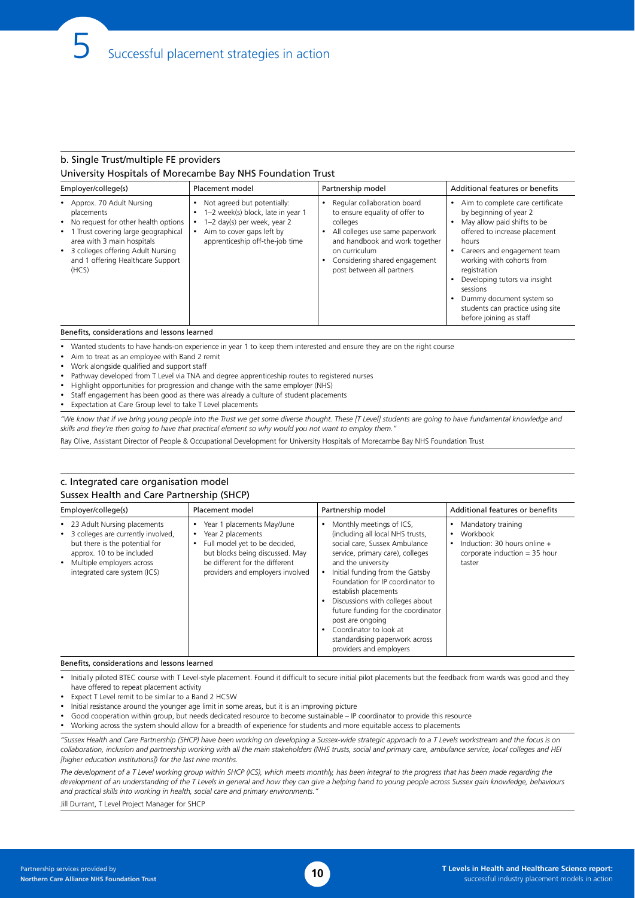# 5 Successful placement strategies in action

### b. Single Trust/multiple FE providers

#### University Hospitals of Morecambe Bay NHS Foundation Trust

| Employer/college(s) | Placement model | Partnership model | Additional features or benefits |
|---|---|---|---|
| • Approx. 70 Adult Nursing placements<br>• No request for other health options<br>• 1 Trust covering large geographical area with 3 main hospitals<br>• 3 colleges offering Adult Nursing and 1 offering Healthcare Support (HCS) | • Not agreed but potentially:<br>• 1–2 week(s) block, late in year 1<br>• 1–2 day(s) per week, year 2<br>• Aim to cover gaps left by apprenticeship off-the-job time | • Regular collaboration board to ensure equality of offer to colleges<br>• All colleges use same paperwork and handbook and work together on curriculum<br>• Considering shared engagement post between all partners | • Aim to complete care certificate by beginning of year 2<br>• May allow paid shifts to be offered to increase placement hours<br>• Careers and engagement team working with cohorts from registration<br>• Developing tutors via insight sessions<br>• Dummy document system so students can practice using site before joining as staff |

**Benefits, considerations and lessons learned**

- Wanted students to have hands-on experience in year 1 to keep them interested and ensure they are on the right course
- Aim to treat as an employee with Band 2 remit
- Work alongside qualified and support staff
- Pathway developed from T Level via TNA and degree apprenticeship routes to registered nurses
- Highlight opportunities for progression and change with the same employer (NHS)
- Staff engagement has been good as there was already a culture of student placements
- Expectation at Care Group level to take T Level placements

*"We know that if we bring young people into the Trust we get some diverse thought. These [T Level] students are going to have fundamental knowledge and skills and they're then going to have that practical element so why would you not want to employ them."*

Ray Olive, Assistant Director of People & Occupational Development for University Hospitals of Morecambe Bay NHS Foundation Trust

### c. Integrated care organisation model

#### Sussex Health and Care Partnership (SHCP)

| Employer/college(s) | Placement model | Partnership model | Additional features or benefits |
|---|---|---|---|
| • 23 Adult Nursing placements<br>• 3 colleges are currently involved, but there is the potential for approx. 10 to be included<br>• Multiple employers across integrated care system (ICS) | • Year 1 placements May/June<br>• Year 2 placements<br>• Full model yet to be decided, but blocks being discussed. May be different for the different providers and employers involved | • Monthly meetings of ICS, (including all local NHS trusts, social care, Sussex Ambulance service, primary care), colleges and the university<br>• Initial funding from the Gatsby Foundation for IP coordinator to establish placements<br>• Discussions with colleges about future funding for the coordinator post are ongoing<br>• Coordinator to look at standardising paperwork across providers and employers | • Mandatory training<br>• Workbook<br>• Induction: 30 hours online + corporate induction = 35 hour taster |

**Benefits, considerations and lessons learned**

- Initially piloted BTEC course with T Level-style placement. Found it difficult to secure initial pilot placements but the feedback from wards was good and they have offered to repeat placement activity
- Expect T Level remit to be similar to a Band 2 HCSW
- Initial resistance around the younger age limit in some areas, but it is an improving picture
- Good cooperation within group, but needs dedicated resource to become sustainable – IP coordinator to provide this resource
- Working across the system should allow for a breadth of experience for students and more equitable access to placements

*"Sussex Health and Care Partnership (SHCP) have been working on developing a Sussex-wide strategic approach to a T Levels workstream and the focus is on collaboration, inclusion and partnership working with all the main stakeholders (NHS trusts, social and primary care, ambulance service, local colleges and HEI [higher education institutions]) for the last nine months.*

*The development of a T Level working group within SHCP (ICS), which meets monthly, has been integral to the progress that has been made regarding the development of an understanding of the T Levels in general and how they can give a helping hand to young people across Sussex gain knowledge, behaviours and practical skills into working in health, social care and primary environments."*

Jill Durrant, T Level Project Manager for SHCP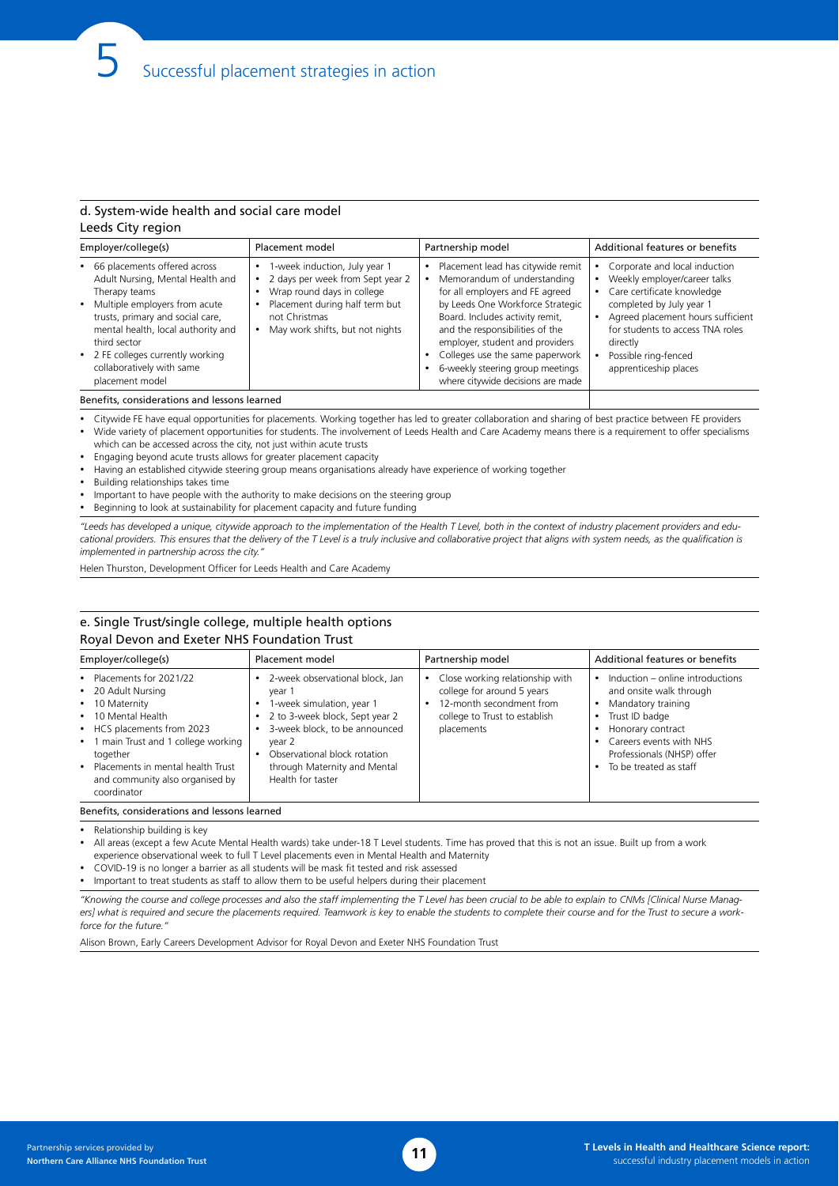# 5 Successful placement strategies in action

## d. System-wide health and social care model

### Leeds City region

| Employer/college(s) | Placement model | Partnership model | Additional features or benefits |
|---|---|---|---|
| • 66 placements offered across Adult Nursing, Mental Health and Therapy teams<br>• Multiple employers from acute trusts, primary and social care, mental health, local authority and third sector<br>• 2 FE colleges currently working collaboratively with same placement model | • 1-week induction, July year 1<br>• 2 days per week from Sept year 2<br>• Wrap round days in college<br>• Placement during half term but not Christmas<br>• May work shifts, but not nights | • Placement lead has citywide remit<br>• Memorandum of understanding for all employers and FE agreed by Leeds One Workforce Strategic Board. Includes activity remit, and the responsibilities of the employer, student and providers<br>• Colleges use the same paperwork<br>• 6-weekly steering group meetings where citywide decisions are made | • Corporate and local induction<br>• Weekly employer/career talks<br>• Care certificate knowledge completed by July year 1<br>• Agreed placement hours sufficient for students to access TNA roles directly<br>• Possible ring-fenced apprenticeship places |

**Benefits, considerations and lessons learned**

- Citywide FE have equal opportunities for placements. Working together has led to greater collaboration and sharing of best practice between FE providers
- Wide variety of placement opportunities for students. The involvement of Leeds Health and Care Academy means there is a requirement to offer specialisms which can be accessed across the city, not just within acute trusts
- Engaging beyond acute trusts allows for greater placement capacity
- Having an established citywide steering group means organisations already have experience of working together
- Building relationships takes time
- Important to have people with the authority to make decisions on the steering group
- Beginning to look at sustainability for placement capacity and future funding

*"Leeds has developed a unique, citywide approach to the implementation of the Health T Level, both in the context of industry placement providers and educational providers. This ensures that the delivery of the T Level is a truly inclusive and collaborative project that aligns with system needs, as the qualification is implemented in partnership across the city."*

Helen Thurston, Development Officer for Leeds Health and Care Academy

## e. Single Trust/single college, multiple health options

### Royal Devon and Exeter NHS Foundation Trust

| Employer/college(s) | Placement model | Partnership model | Additional features or benefits |
|---|---|---|---|
| • Placements for 2021/22<br>• 20 Adult Nursing<br>• 10 Maternity<br>• 10 Mental Health<br>• HCS placements from 2023<br>• 1 main Trust and 1 college working together<br>• Placements in mental health Trust and community also organised by coordinator | • 2-week observational block, Jan year 1<br>• 1-week simulation, year 1<br>• 2 to 3-week block, Sept year 2<br>• 3-week block, to be announced year 2<br>• Observational block rotation through Maternity and Mental Health for taster | • Close working relationship with college for around 5 years<br>• 12-month secondment from college to Trust to establish placements | • Induction – online introductions and onsite walk through<br>• Mandatory training<br>• Trust ID badge<br>• Honorary contract<br>• Careers events with NHS Professionals (NHSP) offer<br>• To be treated as staff |

**Benefits, considerations and lessons learned**

- Relationship building is key
- All areas (except a few Acute Mental Health wards) take under-18 T Level students. Time has proved that this is not an issue. Built up from a work experience observational week to full T Level placements even in Mental Health and Maternity
- COVID-19 is no longer a barrier as all students will be mask fit tested and risk assessed
- Important to treat students as staff to allow them to be useful helpers during their placement

*"Knowing the course and college processes and also the staff implementing the T Level has been crucial to be able to explain to CNMs [Clinical Nurse Managers] what is required and secure the placements required. Teamwork is key to enable the students to complete their course and for the Trust to secure a workforce for the future."*

Alison Brown, Early Careers Development Advisor for Royal Devon and Exeter NHS Foundation Trust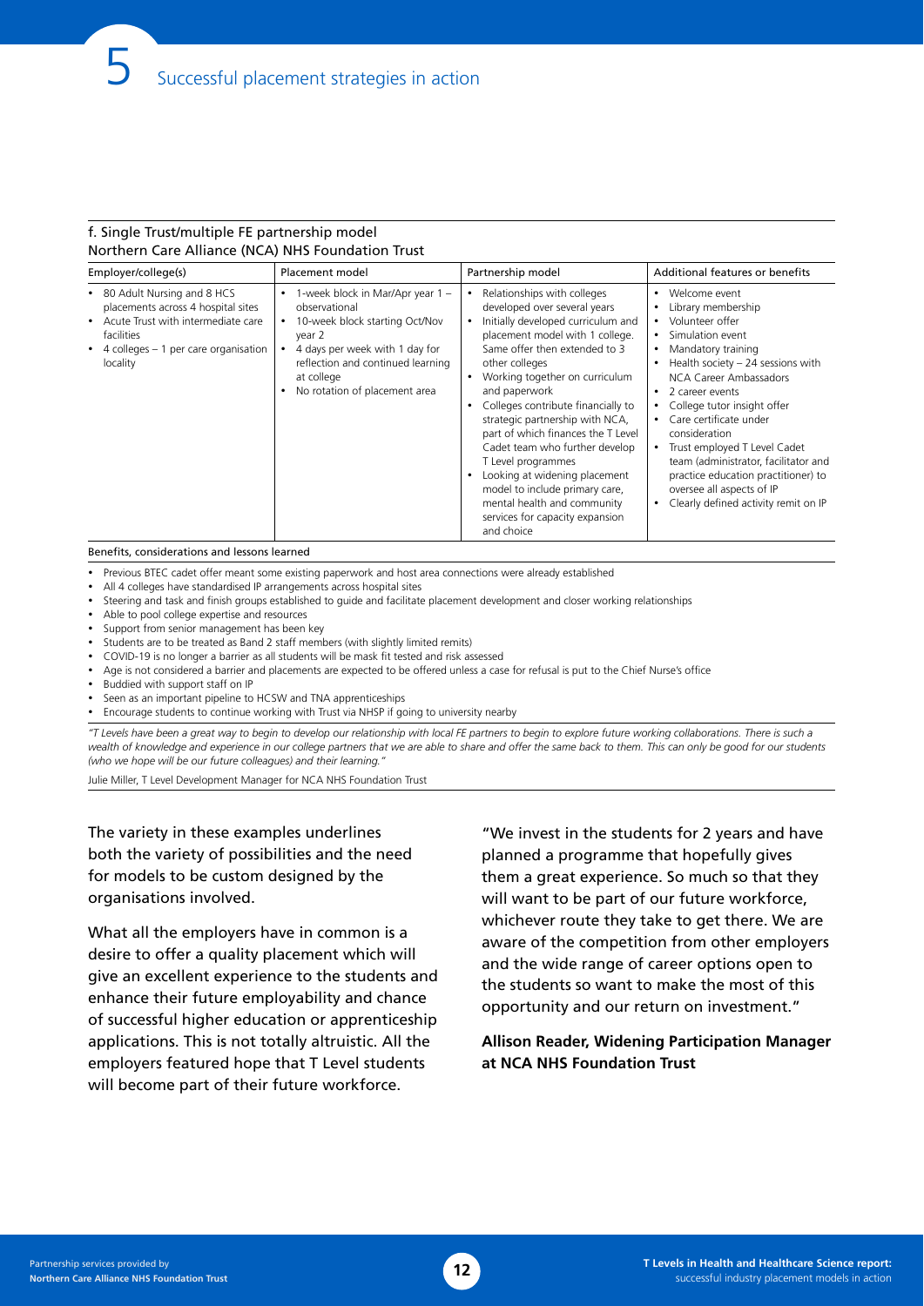# 5 Successful placement strategies in action

## f. Single Trust/multiple FE partnership model

### Northern Care Alliance (NCA) NHS Foundation Trust

| Employer/college(s) | Placement model | Partnership model | Additional features or benefits |
|---|---|---|---|
| • 80 Adult Nursing and 8 HCS placements across 4 hospital sites<br>• Acute Trust with intermediate care facilities<br>• 4 colleges – 1 per care organisation locality | • 1-week block in Mar/Apr year 1 – observational<br>• 10-week block starting Oct/Nov year 2<br>• 4 days per week with 1 day for reflection and continued learning at college<br>• No rotation of placement area | • Relationships with colleges developed over several years<br>• Initially developed curriculum and placement model with 1 college. Same offer then extended to 3 other colleges<br>• Working together on curriculum and paperwork<br>• Colleges contribute financially to strategic partnership with NCA, part of which finances the T Level Cadet team who further develop T Level programmes<br>• Looking at widening placement model to include primary care, mental health and community services for capacity expansion and choice | • Welcome event<br>• Library membership<br>• Volunteer offer<br>• Simulation event<br>• Mandatory training<br>• Health society – 24 sessions with NCA Career Ambassadors<br>• 2 career events<br>• College tutor insight offer<br>• Care certificate under consideration<br>• Trust employed T Level Cadet team (administrator, facilitator and practice education practitioner) to oversee all aspects of IP<br>• Clearly defined activity remit on IP |

**Benefits, considerations and lessons learned**

- Previous BTEC cadet offer meant some existing paperwork and host area connections were already established
- All 4 colleges have standardised IP arrangements across hospital sites
- Steering and task and finish groups established to guide and facilitate placement development and closer working relationships
- Able to pool college expertise and resources
- Support from senior management has been key
- Students are to be treated as Band 2 staff members (with slightly limited remits)
- COVID-19 is no longer a barrier as all students will be mask fit tested and risk assessed
- Age is not considered a barrier and placements are expected to be offered unless a case for refusal is put to the Chief Nurse's office
- Buddied with support staff on IP
- Seen as an important pipeline to HCSW and TNA apprenticeships
- Encourage students to continue working with Trust via NHSP if going to university nearby

*"T Levels have been a great way to begin to develop our relationship with local FE partners to begin to explore future working collaborations. There is such a wealth of knowledge and experience in our college partners that we are able to share and offer the same back to them. This can only be good for our students (who we hope will be our future colleagues) and their learning."*

Julie Miller, T Level Development Manager for NCA NHS Foundation Trust

The variety in these examples underlines both the variety of possibilities and the need for models to be custom designed by the organisations involved.

What all the employers have in common is a desire to offer a quality placement which will give an excellent experience to the students and enhance their future employability and chance of successful higher education or apprenticeship applications. This is not totally altruistic. All the employers featured hope that T Level students will become part of their future workforce.

"We invest in the students for 2 years and have planned a programme that hopefully gives them a great experience. So much so that they will want to be part of our future workforce, whichever route they take to get there. We are aware of the competition from other employers and the wide range of career options open to the students so want to make the most of this opportunity and our return on investment."

**Allison Reader, Widening Participation Manager at NCA NHS Foundation Trust**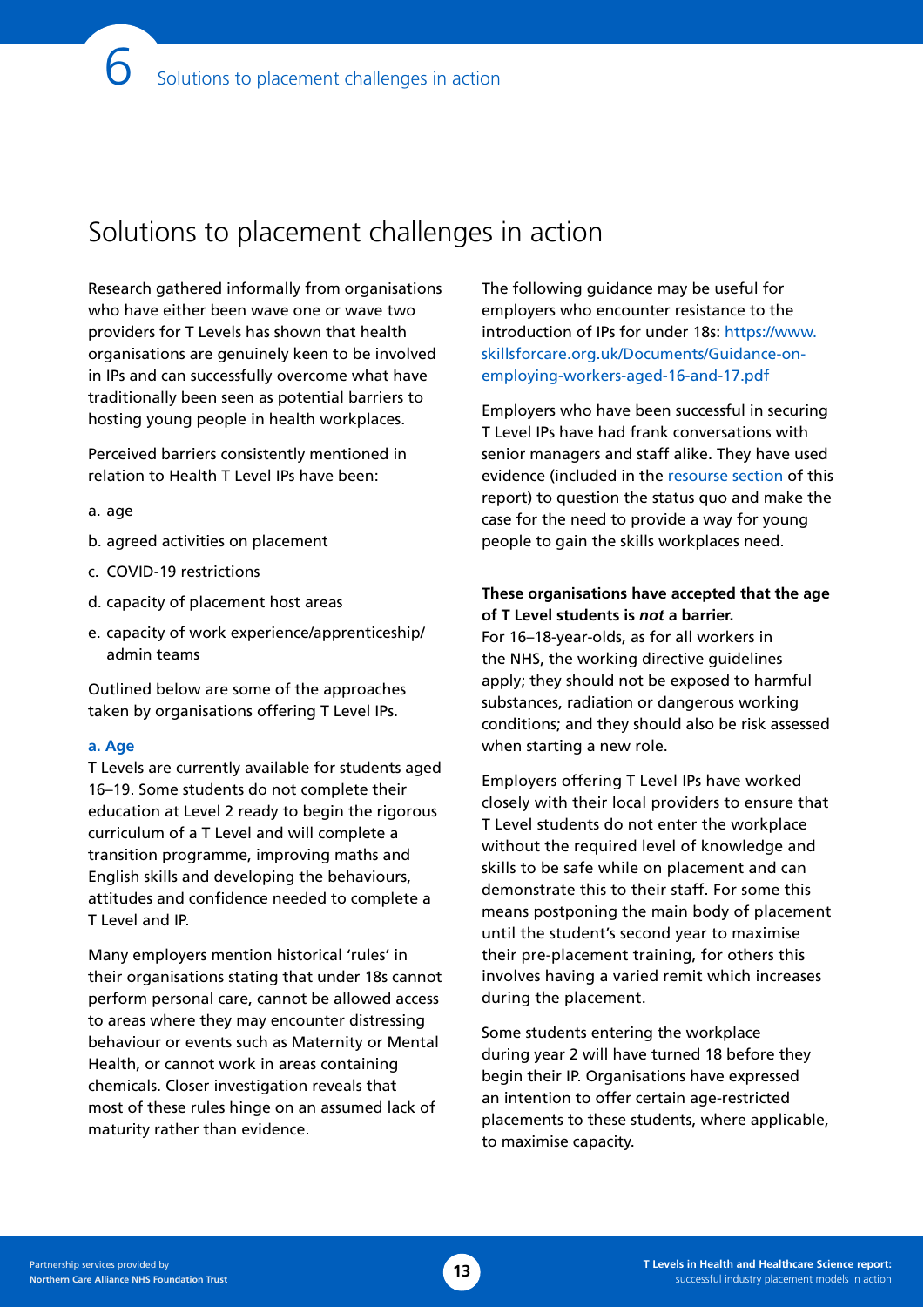# Solutions to placement challenges in action

Research gathered informally from organisations who have either been wave one or wave two providers for T Levels has shown that health organisations are genuinely keen to be involved in IPs and can successfully overcome what have traditionally been seen as potential barriers to hosting young people in health workplaces.

Perceived barriers consistently mentioned in relation to Health T Level IPs have been:

a. age
b. agreed activities on placement
c. COVID-19 restrictions
d. capacity of placement host areas
e. capacity of work experience/apprenticeship/admin teams

Outlined below are some of the approaches taken by organisations offering T Level IPs.

### a. Age

T Levels are currently available for students aged 16–19. Some students do not complete their education at Level 2 ready to begin the rigorous curriculum of a T Level and will complete a transition programme, improving maths and English skills and developing the behaviours, attitudes and confidence needed to complete a T Level and IP.

Many employers mention historical 'rules' in their organisations stating that under 18s cannot perform personal care, cannot be allowed access to areas where they may encounter distressing behaviour or events such as Maternity or Mental Health, or cannot work in areas containing chemicals. Closer investigation reveals that most of these rules hinge on an assumed lack of maturity rather than evidence.

The following guidance may be useful for employers who encounter resistance to the introduction of IPs for under 18s: https://www.skillsforcare.org.uk/Documents/Guidance-on-employing-workers-aged-16-and-17.pdf

Employers who have been successful in securing T Level IPs have had frank conversations with senior managers and staff alike. They have used evidence (included in the resourse section of this report) to question the status quo and make the case for the need to provide a way for young people to gain the skills workplaces need.

**These organisations have accepted that the age of T Level students is *not* a barrier.**
For 16–18-year-olds, as for all workers in the NHS, the working directive guidelines apply; they should not be exposed to harmful substances, radiation or dangerous working conditions; and they should also be risk assessed when starting a new role.

Employers offering T Level IPs have worked closely with their local providers to ensure that T Level students do not enter the workplace without the required level of knowledge and skills to be safe while on placement and can demonstrate this to their staff. For some this means postponing the main body of placement until the student's second year to maximise their pre-placement training, for others this involves having a varied remit which increases during the placement.

Some students entering the workplace during year 2 will have turned 18 before they begin their IP. Organisations have expressed an intention to offer certain age-restricted placements to these students, where applicable, to maximise capacity.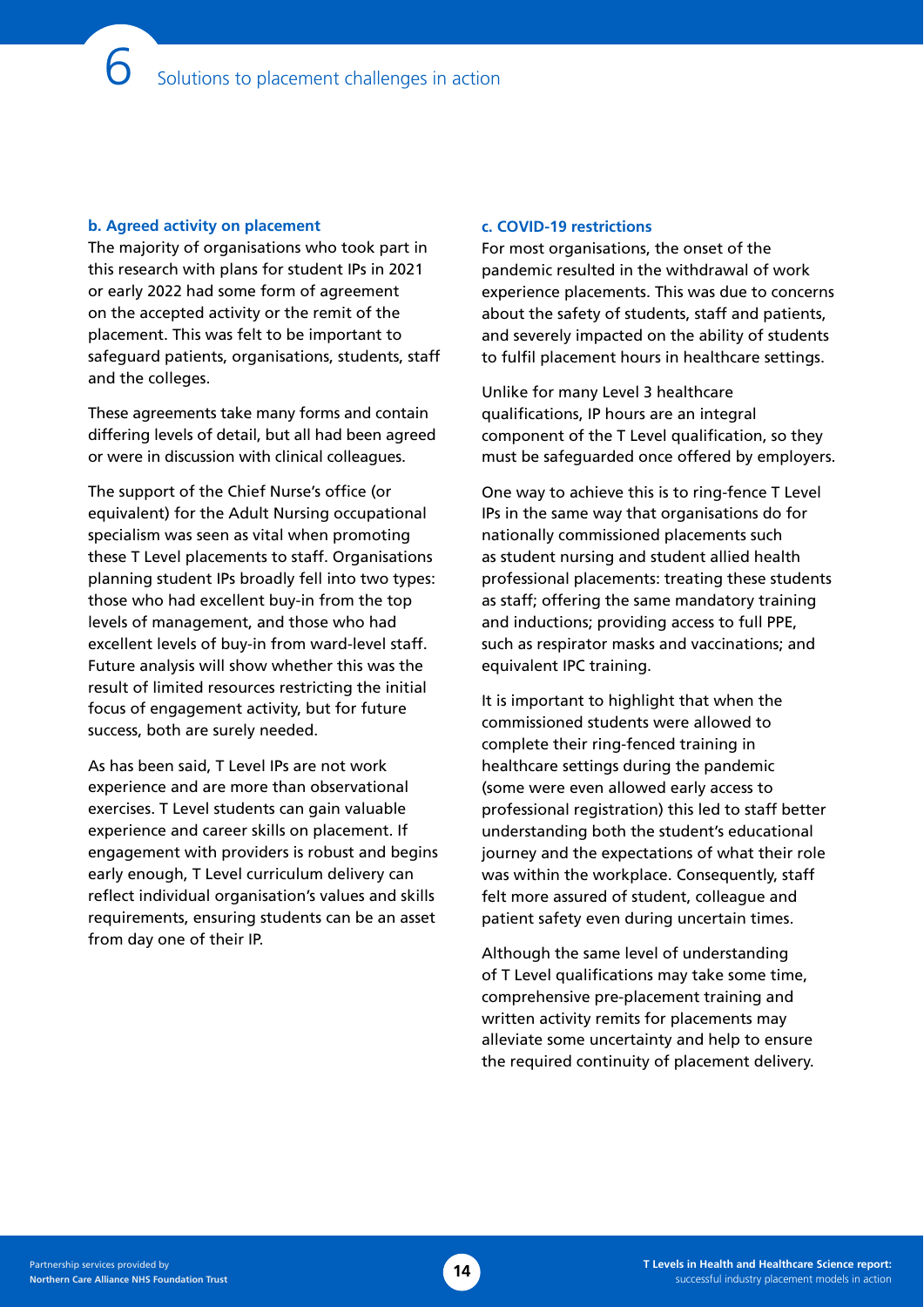### b. Agreed activity on placement

The majority of organisations who took part in this research with plans for student IPs in 2021 or early 2022 had some form of agreement on the accepted activity or the remit of the placement. This was felt to be important to safeguard patients, organisations, students, staff and the colleges.

These agreements take many forms and contain differing levels of detail, but all had been agreed or were in discussion with clinical colleagues.

The support of the Chief Nurse's office (or equivalent) for the Adult Nursing occupational specialism was seen as vital when promoting these T Level placements to staff. Organisations planning student IPs broadly fell into two types: those who had excellent buy-in from the top levels of management, and those who had excellent levels of buy-in from ward-level staff. Future analysis will show whether this was the result of limited resources restricting the initial focus of engagement activity, but for future success, both are surely needed.

As has been said, T Level IPs are not work experience and are more than observational exercises. T Level students can gain valuable experience and career skills on placement. If engagement with providers is robust and begins early enough, T Level curriculum delivery can reflect individual organisation's values and skills requirements, ensuring students can be an asset from day one of their IP.

### c. COVID-19 restrictions

For most organisations, the onset of the pandemic resulted in the withdrawal of work experience placements. This was due to concerns about the safety of students, staff and patients, and severely impacted on the ability of students to fulfil placement hours in healthcare settings.

Unlike for many Level 3 healthcare qualifications, IP hours are an integral component of the T Level qualification, so they must be safeguarded once offered by employers.

One way to achieve this is to ring-fence T Level IPs in the same way that organisations do for nationally commissioned placements such as student nursing and student allied health professional placements: treating these students as staff; offering the same mandatory training and inductions; providing access to full PPE, such as respirator masks and vaccinations; and equivalent IPC training.

It is important to highlight that when the commissioned students were allowed to complete their ring-fenced training in healthcare settings during the pandemic (some were even allowed early access to professional registration) this led to staff better understanding both the student's educational journey and the expectations of what their role was within the workplace. Consequently, staff felt more assured of student, colleague and patient safety even during uncertain times.

Although the same level of understanding of T Level qualifications may take some time, comprehensive pre-placement training and written activity remits for placements may alleviate some uncertainty and help to ensure the required continuity of placement delivery.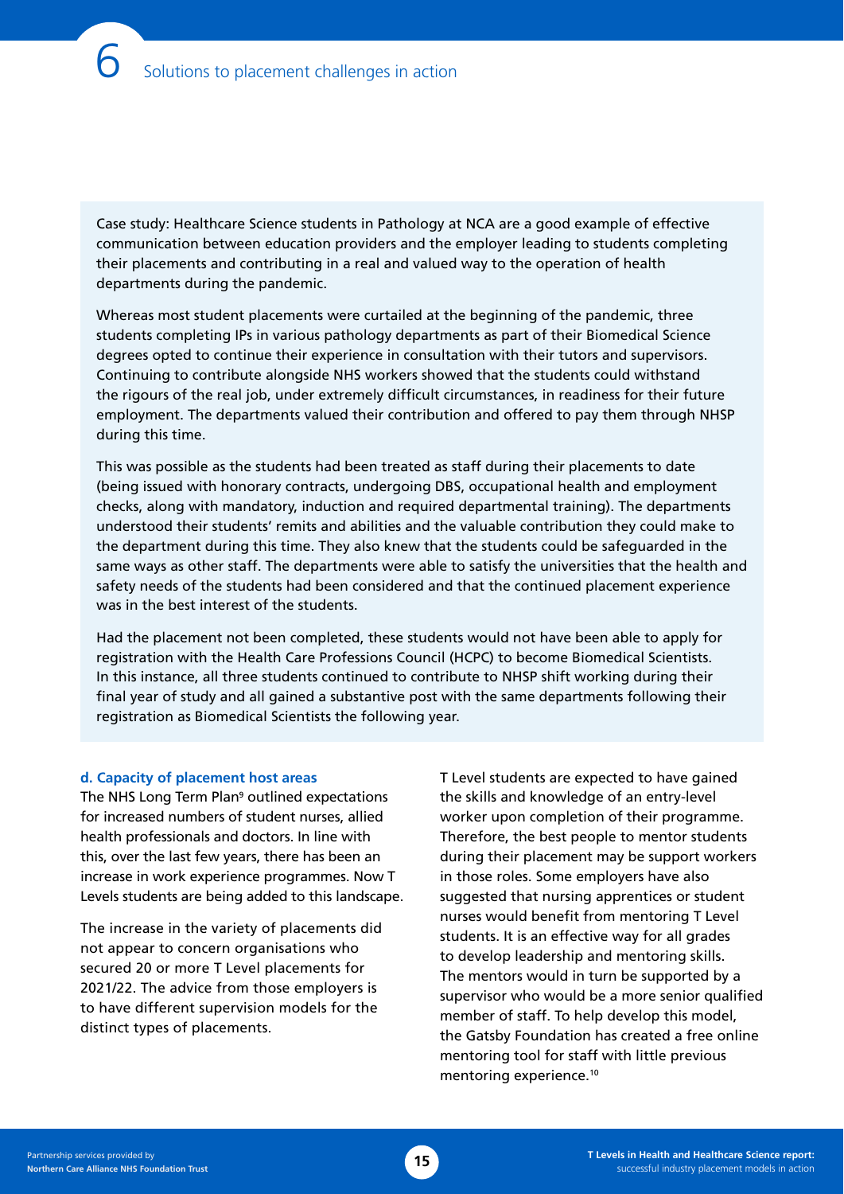Case study: Healthcare Science students in Pathology at NCA are a good example of effective communication between education providers and the employer leading to students completing their placements and contributing in a real and valued way to the operation of health departments during the pandemic.

Whereas most student placements were curtailed at the beginning of the pandemic, three students completing IPs in various pathology departments as part of their Biomedical Science degrees opted to continue their experience in consultation with their tutors and supervisors. Continuing to contribute alongside NHS workers showed that the students could withstand the rigours of the real job, under extremely difficult circumstances, in readiness for their future employment. The departments valued their contribution and offered to pay them through NHSP during this time.

This was possible as the students had been treated as staff during their placements to date (being issued with honorary contracts, undergoing DBS, occupational health and employment checks, along with mandatory, induction and required departmental training). The departments understood their students' remits and abilities and the valuable contribution they could make to the department during this time. They also knew that the students could be safeguarded in the same ways as other staff. The departments were able to satisfy the universities that the health and safety needs of the students had been considered and that the continued placement experience was in the best interest of the students.

Had the placement not been completed, these students would not have been able to apply for registration with the Health Care Professions Council (HCPC) to become Biomedical Scientists. In this instance, all three students continued to contribute to NHSP shift working during their final year of study and all gained a substantive post with the same departments following their registration as Biomedical Scientists the following year.

### d. Capacity of placement host areas

The NHS Long Term Plan[9] outlined expectations for increased numbers of student nurses, allied health professionals and doctors. In line with this, over the last few years, there has been an increase in work experience programmes. Now T Levels students are being added to this landscape.

The increase in the variety of placements did not appear to concern organisations who secured 20 or more T Level placements for 2021/22. The advice from those employers is to have different supervision models for the distinct types of placements.

T Level students are expected to have gained the skills and knowledge of an entry-level worker upon completion of their programme. Therefore, the best people to mentor students during their placement may be support workers in those roles. Some employers have also suggested that nursing apprentices or student nurses would benefit from mentoring T Level students. It is an effective way for all grades to develop leadership and mentoring skills. The mentors would in turn be supported by a supervisor who would be a more senior qualified member of staff. To help develop this model, the Gatsby Foundation has created a free online mentoring tool for staff with little previous mentoring experience.[10]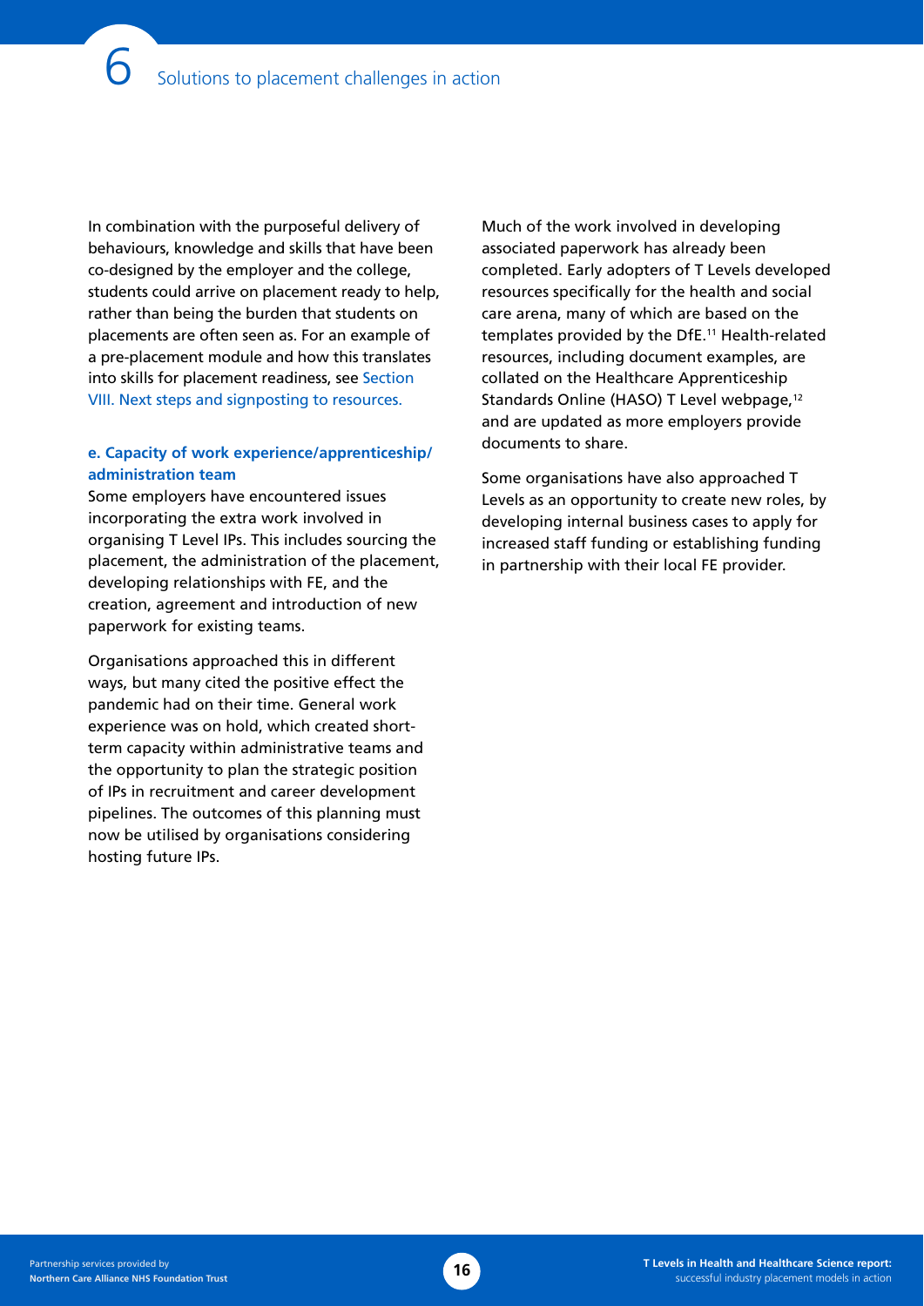In combination with the purposeful delivery of behaviours, knowledge and skills that have been co-designed by the employer and the college, students could arrive on placement ready to help, rather than being the burden that students on placements are often seen as. For an example of a pre-placement module and how this translates into skills for placement readiness, see Section VIII. Next steps and signposting to resources.

#### e. Capacity of work experience/apprenticeship/administration team

Some employers have encountered issues incorporating the extra work involved in organising T Level IPs. This includes sourcing the placement, the administration of the placement, developing relationships with FE, and the creation, agreement and introduction of new paperwork for existing teams.

Organisations approached this in different ways, but many cited the positive effect the pandemic had on their time. General work experience was on hold, which created short-term capacity within administrative teams and the opportunity to plan the strategic position of IPs in recruitment and career development pipelines. The outcomes of this planning must now be utilised by organisations considering hosting future IPs.

Much of the work involved in developing associated paperwork has already been completed. Early adopters of T Levels developed resources specifically for the health and social care arena, many of which are based on the templates provided by the DfE.[11] Health-related resources, including document examples, are collated on the Healthcare Apprenticeship Standards Online (HASO) T Level webpage,[12] and are updated as more employers provide documents to share.

Some organisations have also approached T Levels as an opportunity to create new roles, by developing internal business cases to apply for increased staff funding or establishing funding in partnership with their local FE provider.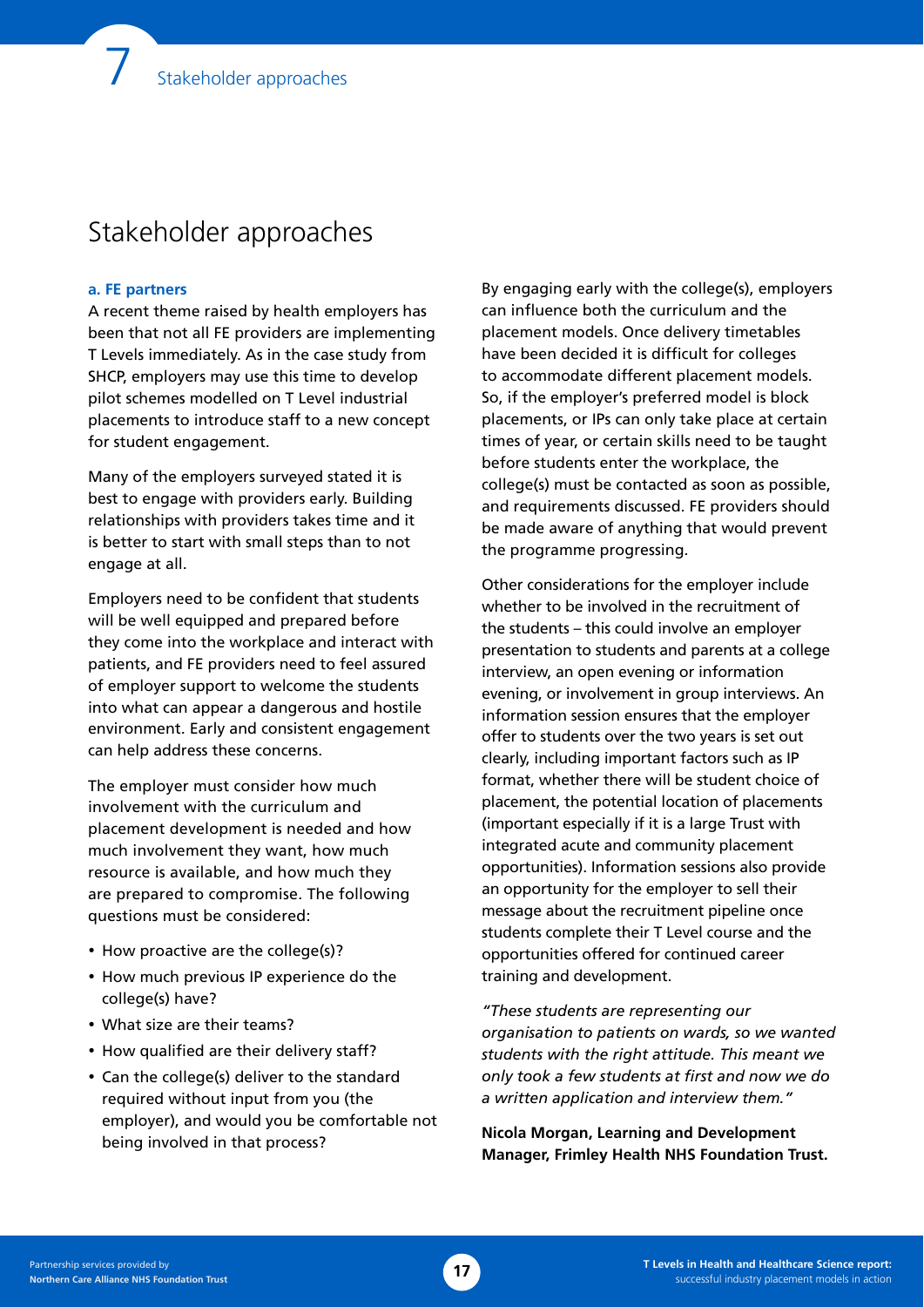# Stakeholder approaches

### a. FE partners

A recent theme raised by health employers has been that not all FE providers are implementing T Levels immediately. As in the case study from SHCP, employers may use this time to develop pilot schemes modelled on T Level industrial placements to introduce staff to a new concept for student engagement.

Many of the employers surveyed stated it is best to engage with providers early. Building relationships with providers takes time and it is better to start with small steps than to not engage at all.

Employers need to be confident that students will be well equipped and prepared before they come into the workplace and interact with patients, and FE providers need to feel assured of employer support to welcome the students into what can appear a dangerous and hostile environment. Early and consistent engagement can help address these concerns.

The employer must consider how much involvement with the curriculum and placement development is needed and how much involvement they want, how much resource is available, and how much they are prepared to compromise. The following questions must be considered:

- How proactive are the college(s)?
- How much previous IP experience do the college(s) have?
- What size are their teams?
- How qualified are their delivery staff?
- Can the college(s) deliver to the standard required without input from you (the employer), and would you be comfortable not being involved in that process?

By engaging early with the college(s), employers can influence both the curriculum and the placement models. Once delivery timetables have been decided it is difficult for colleges to accommodate different placement models. So, if the employer's preferred model is block placements, or IPs can only take place at certain times of year, or certain skills need to be taught before students enter the workplace, the college(s) must be contacted as soon as possible, and requirements discussed. FE providers should be made aware of anything that would prevent the programme progressing.

Other considerations for the employer include whether to be involved in the recruitment of the students – this could involve an employer presentation to students and parents at a college interview, an open evening or information evening, or involvement in group interviews. An information session ensures that the employer offer to students over the two years is set out clearly, including important factors such as IP format, whether there will be student choice of placement, the potential location of placements (important especially if it is a large Trust with integrated acute and community placement opportunities). Information sessions also provide an opportunity for the employer to sell their message about the recruitment pipeline once students complete their T Level course and the opportunities offered for continued career training and development.

*"These students are representing our organisation to patients on wards, so we wanted students with the right attitude. This meant we only took a few students at first and now we do a written application and interview them."*

**Nicola Morgan, Learning and Development Manager, Frimley Health NHS Foundation Trust.**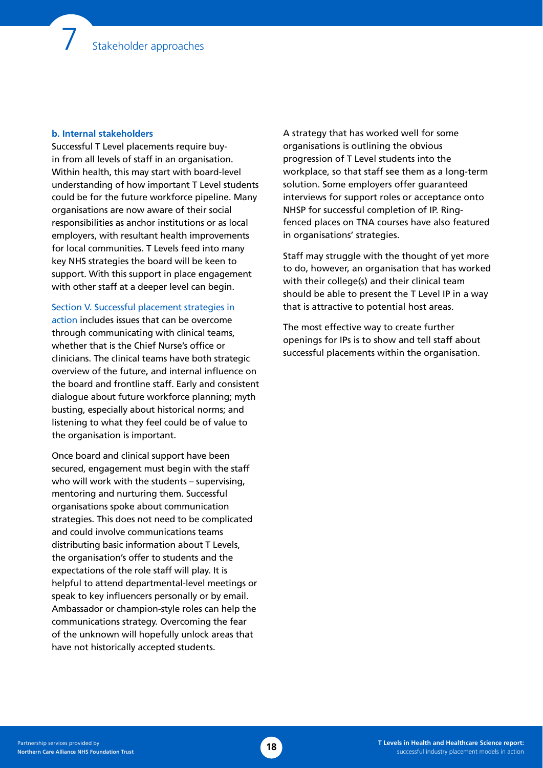### b. Internal stakeholders

Successful T Level placements require buy-in from all levels of staff in an organisation. Within health, this may start with board-level understanding of how important T Level students could be for the future workforce pipeline. Many organisations are now aware of their social responsibilities as anchor institutions or as local employers, with resultant health improvements for local communities. T Levels feed into many key NHS strategies the board will be keen to support. With this support in place engagement with other staff at a deeper level can begin.

Section V. Successful placement strategies in action includes issues that can be overcome through communicating with clinical teams, whether that is the Chief Nurse's office or clinicians. The clinical teams have both strategic overview of the future, and internal influence on the board and frontline staff. Early and consistent dialogue about future workforce planning; myth busting, especially about historical norms; and listening to what they feel could be of value to the organisation is important.

Once board and clinical support have been secured, engagement must begin with the staff who will work with the students – supervising, mentoring and nurturing them. Successful organisations spoke about communication strategies. This does not need to be complicated and could involve communications teams distributing basic information about T Levels, the organisation's offer to students and the expectations of the role staff will play. It is helpful to attend departmental-level meetings or speak to key influencers personally or by email. Ambassador or champion-style roles can help the communications strategy. Overcoming the fear of the unknown will hopefully unlock areas that have not historically accepted students.

A strategy that has worked well for some organisations is outlining the obvious progression of T Level students into the workplace, so that staff see them as a long-term solution. Some employers offer guaranteed interviews for support roles or acceptance onto NHSP for successful completion of IP. Ring-fenced places on TNA courses have also featured in organisations' strategies.

Staff may struggle with the thought of yet more to do, however, an organisation that has worked with their college(s) and their clinical team should be able to present the T Level IP in a way that is attractive to potential host areas.

The most effective way to create further openings for IPs is to show and tell staff about successful placements within the organisation.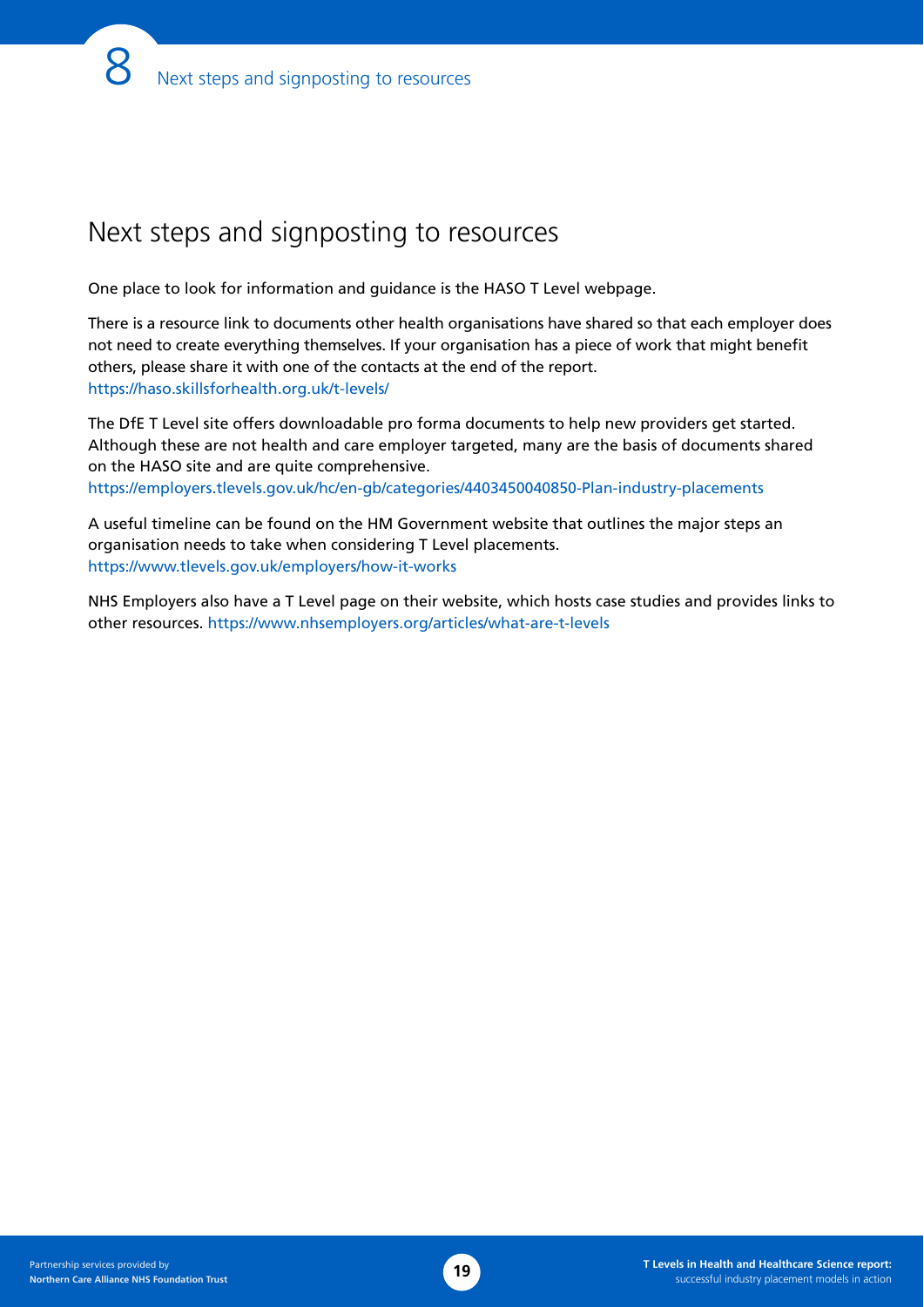# Next steps and signposting to resources

One place to look for information and guidance is the HASO T Level webpage.

There is a resource link to documents other health organisations have shared so that each employer does not need to create everything themselves. If your organisation has a piece of work that might benefit others, please share it with one of the contacts at the end of the report.
https://haso.skillsforhealth.org.uk/t-levels/

The DfE T Level site offers downloadable pro forma documents to help new providers get started. Although these are not health and care employer targeted, many are the basis of documents shared on the HASO site and are quite comprehensive.
https://employers.tlevels.gov.uk/hc/en-gb/categories/4403450040850-Plan-industry-placements

A useful timeline can be found on the HM Government website that outlines the major steps an organisation needs to take when considering T Level placements.
https://www.tlevels.gov.uk/employers/how-it-works

NHS Employers also have a T Level page on their website, which hosts case studies and provides links to other resources. https://www.nhsemployers.org/articles/what-are-t-levels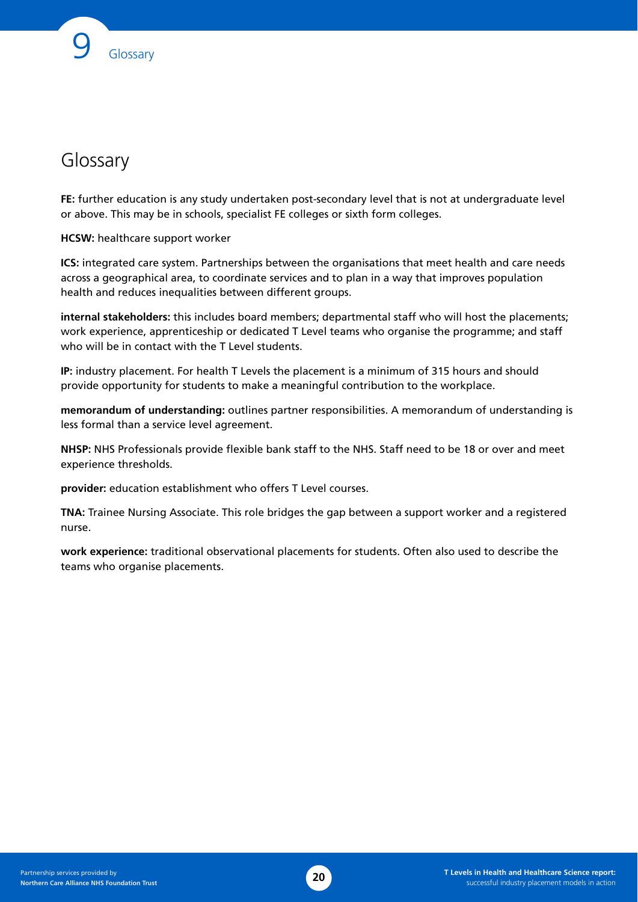# Glossary

**FE:** further education is any study undertaken post-secondary level that is not at undergraduate level or above. This may be in schools, specialist FE colleges or sixth form colleges.

**HCSW:** healthcare support worker

**ICS:** integrated care system. Partnerships between the organisations that meet health and care needs across a geographical area, to coordinate services and to plan in a way that improves population health and reduces inequalities between different groups.

**internal stakeholders:** this includes board members; departmental staff who will host the placements; work experience, apprenticeship or dedicated T Level teams who organise the programme; and staff who will be in contact with the T Level students.

**IP:** industry placement. For health T Levels the placement is a minimum of 315 hours and should provide opportunity for students to make a meaningful contribution to the workplace.

**memorandum of understanding:** outlines partner responsibilities. A memorandum of understanding is less formal than a service level agreement.

**NHSP:** NHS Professionals provide flexible bank staff to the NHS. Staff need to be 18 or over and meet experience thresholds.

**provider:** education establishment who offers T Level courses.

**TNA:** Trainee Nursing Associate. This role bridges the gap between a support worker and a registered nurse.

**work experience:** traditional observational placements for students. Often also used to describe the teams who organise placements.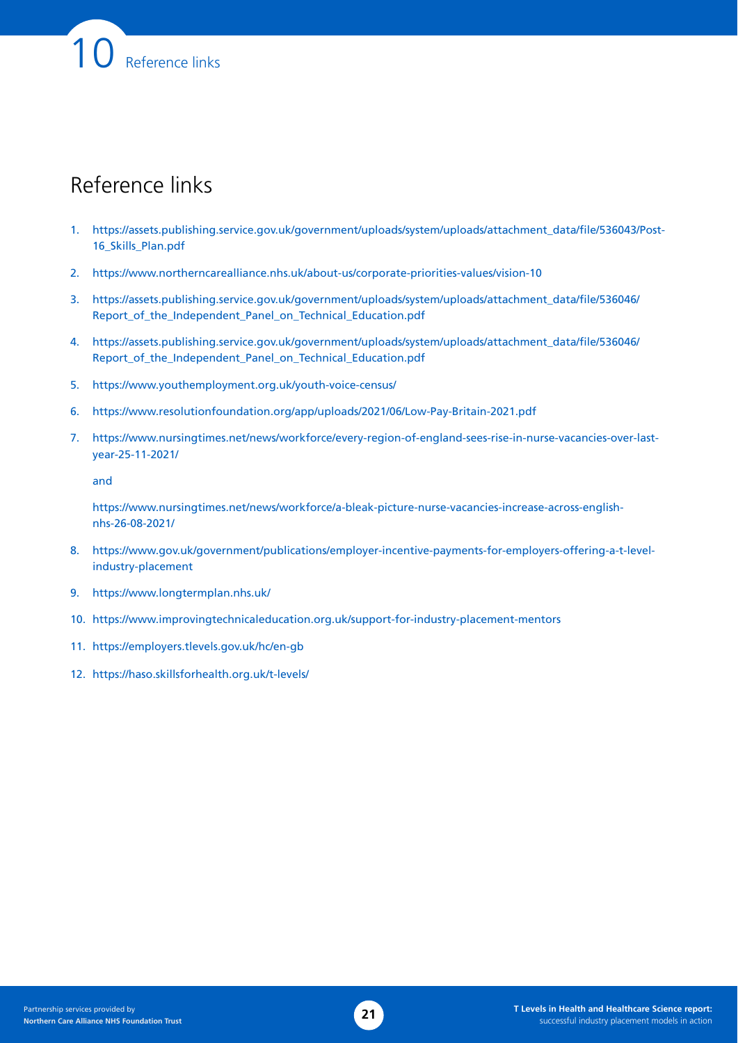# 10 Reference links

## Reference links

1. https://assets.publishing.service.gov.uk/government/uploads/system/uploads/attachment_data/file/536043/Post-16_Skills_Plan.pdf
2. https://www.northerncarealliance.nhs.uk/about-us/corporate-priorities-values/vision-10
3. https://assets.publishing.service.gov.uk/government/uploads/system/uploads/attachment_data/file/536046/Report_of_the_Independent_Panel_on_Technical_Education.pdf
4. https://assets.publishing.service.gov.uk/government/uploads/system/uploads/attachment_data/file/536046/Report_of_the_Independent_Panel_on_Technical_Education.pdf
5. https://www.youthemployment.org.uk/youth-voice-census/
6. https://www.resolutionfoundation.org/app/uploads/2021/06/Low-Pay-Britain-2021.pdf
7. https://www.nursingtimes.net/news/workforce/every-region-of-england-sees-rise-in-nurse-vacancies-over-last-year-25-11-2021/

   and

   https://www.nursingtimes.net/news/workforce/a-bleak-picture-nurse-vacancies-increase-across-english-nhs-26-08-2021/
8. https://www.gov.uk/government/publications/employer-incentive-payments-for-employers-offering-a-t-level-industry-placement
9. https://www.longtermplan.nhs.uk/
10. https://www.improvingtechnicaleducation.org.uk/support-for-industry-placement-mentors
11. https://employers.tlevels.gov.uk/hc/en-gb
12. https://haso.skillsforhealth.org.uk/t-levels/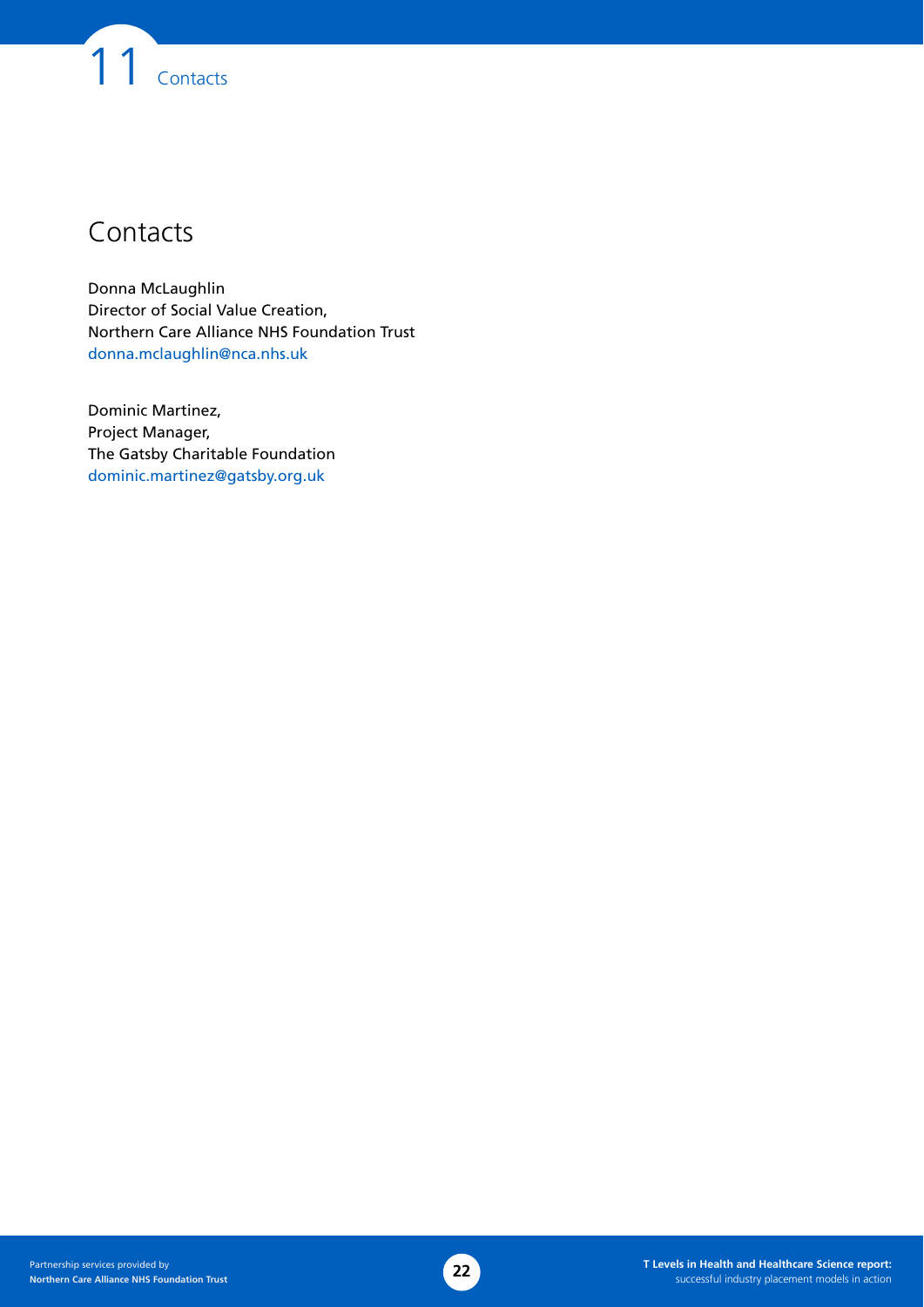# 11 Contacts

## Contacts

Donna McLaughlin  
Director of Social Value Creation,  
Northern Care Alliance NHS Foundation Trust  
donna.mclaughlin@nca.nhs.uk

Dominic Martinez,  
Project Manager,  
The Gatsby Charitable Foundation  
dominic.martinez@gatsby.org.uk